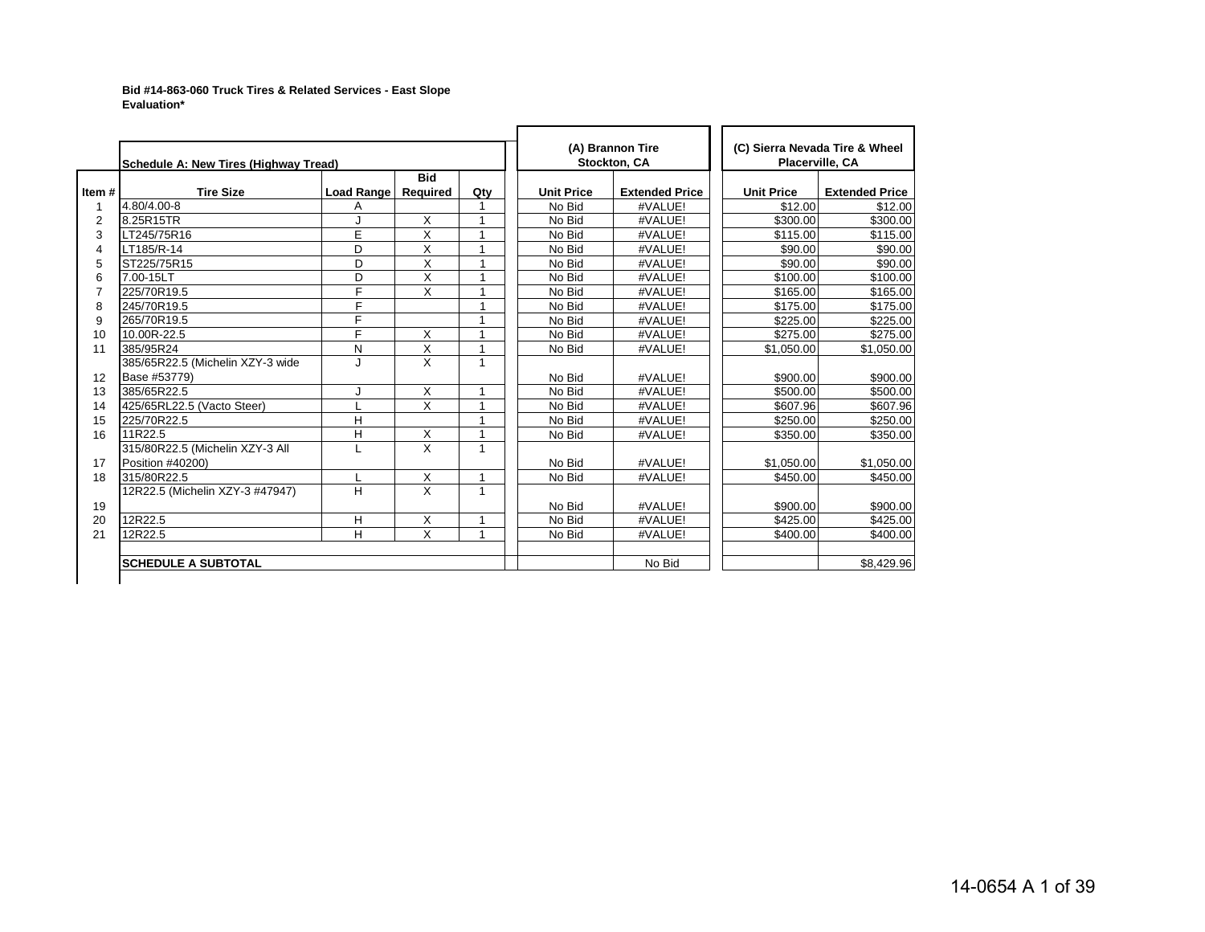**Bid #14-863-060 Truck Tires & Related Services - East Slope**
**Evaluation***

| Item # | Schedule A: New Tires (Highway Tread) | | | | (A) Brannon Tire Stockton, CA | | (C) Sierra Nevada Tire & Wheel Placerville, CA | |
|---|---|---|---|---|---|---|---|---|
| | Tire Size | Load Range | Bid Required | Qty | Unit Price | Extended Price | Unit Price | Extended Price |
| 1 | 4.80/4.00-8 | A | | 1 | No Bid | #VALUE! | $12.00 | $12.00 |
| 2 | 8.25R15TR | J | X | 1 | No Bid | #VALUE! | $300.00 | $300.00 |
| 3 | LT245/75R16 | E | X | 1 | No Bid | #VALUE! | $115.00 | $115.00 |
| 4 | LT185/R-14 | D | X | 1 | No Bid | #VALUE! | $90.00 | $90.00 |
| 5 | ST225/75R15 | D | X | 1 | No Bid | #VALUE! | $90.00 | $90.00 |
| 6 | 7.00-15LT | D | X | 1 | No Bid | #VALUE! | $100.00 | $100.00 |
| 7 | 225/70R19.5 | F | X | 1 | No Bid | #VALUE! | $165.00 | $165.00 |
| 8 | 245/70R19.5 | F | | 1 | No Bid | #VALUE! | $175.00 | $175.00 |
| 9 | 265/70R19.5 | F | | 1 | No Bid | #VALUE! | $225.00 | $225.00 |
| 10 | 10.00R-22.5 | F | X | 1 | No Bid | #VALUE! | $275.00 | $275.00 |
| 11 | 385/95R24 | N | X | 1 | No Bid | #VALUE! | $1,050.00 | $1,050.00 |
| 12 | 385/65R22.5 (Michelin XZY-3 wide Base #53779) | J | X | 1 | No Bid | #VALUE! | $900.00 | $900.00 |
| 13 | 385/65R22.5 | J | X | 1 | No Bid | #VALUE! | $500.00 | $500.00 |
| 14 | 425/65RL22.5 (Vacto Steer) | L | X | 1 | No Bid | #VALUE! | $607.96 | $607.96 |
| 15 | 225/70R22.5 | H | | 1 | No Bid | #VALUE! | $250.00 | $250.00 |
| 16 | 11R22.5 | H | X | 1 | No Bid | #VALUE! | $350.00 | $350.00 |
| 17 | 315/80R22.5 (Michelin XZY-3 All Position #40200) | L | X | 1 | No Bid | #VALUE! | $1,050.00 | $1,050.00 |
| 18 | 315/80R22.5 | L | X | 1 | No Bid | #VALUE! | $450.00 | $450.00 |
| 19 | 12R22.5 (Michelin XZY-3 #47947) | H | X | 1 | No Bid | #VALUE! | $900.00 | $900.00 |
| 20 | 12R22.5 | H | X | 1 | No Bid | #VALUE! | $425.00 | $425.00 |
| 21 | 12R22.5 | H | X | 1 | No Bid | #VALUE! | $400.00 | $400.00 |
| | | | | | | | | |
| | **SCHEDULE A SUBTOTAL** | | | | | No Bid | | $8,429.96 |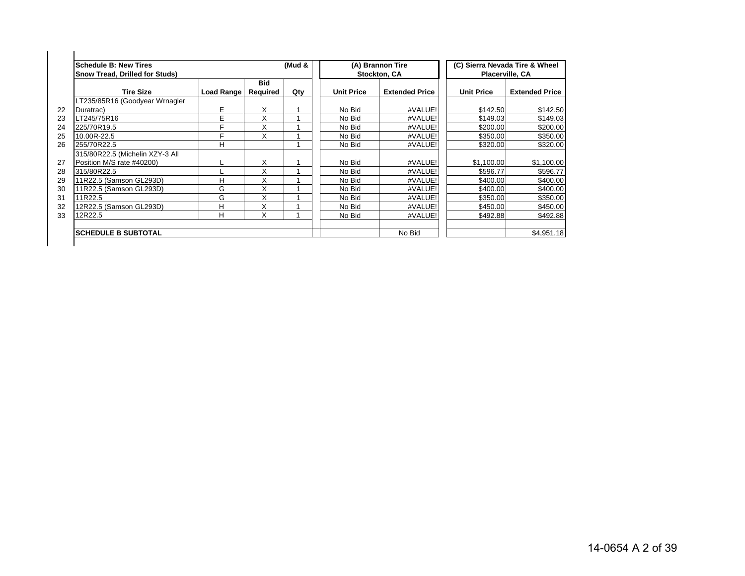| | Schedule B: New Tires (Mud & Snow Tread, Drilled for Studs) | | | | (A) Brannon Tire Stockton, CA | | (C) Sierra Nevada Tire & Wheel Placerville, CA | |
|---|---|---|---|---|---|---|---|---|
| | Tire Size | Load Range | Bid Required | Qty | Unit Price | Extended Price | Unit Price | Extended Price |
| 22 | LT235/85R16 (Goodyear Wrnagler Duratrac) | E | X | 1 | No Bid | #VALUE! | $142.50 | $142.50 |
| 23 | LT245/75R16 | E | X | 1 | No Bid | #VALUE! | $149.03 | $149.03 |
| 24 | 225/70R19.5 | F | X | 1 | No Bid | #VALUE! | $200.00 | $200.00 |
| 25 | 10.00R-22.5 | F | X | 1 | No Bid | #VALUE! | $350.00 | $350.00 |
| 26 | 255/70R22.5 | H | | 1 | No Bid | #VALUE! | $320.00 | $320.00 |
| 27 | 315/80R22.5 (Michelin XZY-3 All Position M/S rate #40200) | L | X | 1 | No Bid | #VALUE! | $1,100.00 | $1,100.00 |
| 28 | 315/80R22.5 | L | X | 1 | No Bid | #VALUE! | $596.77 | $596.77 |
| 29 | 11R22.5 (Samson GL293D) | H | X | 1 | No Bid | #VALUE! | $400.00 | $400.00 |
| 30 | 11R22.5 (Samson GL293D) | G | X | 1 | No Bid | #VALUE! | $400.00 | $400.00 |
| 31 | 11R22.5 | G | X | 1 | No Bid | #VALUE! | $350.00 | $350.00 |
| 32 | 12R22.5 (Samson GL293D) | H | X | 1 | No Bid | #VALUE! | $450.00 | $450.00 |
| 33 | 12R22.5 | H | X | 1 | No Bid | #VALUE! | $492.88 | $492.88 |
| | | | | | | | | |
| | SCHEDULE B SUBTOTAL | | | | | No Bid | | $4,951.18 |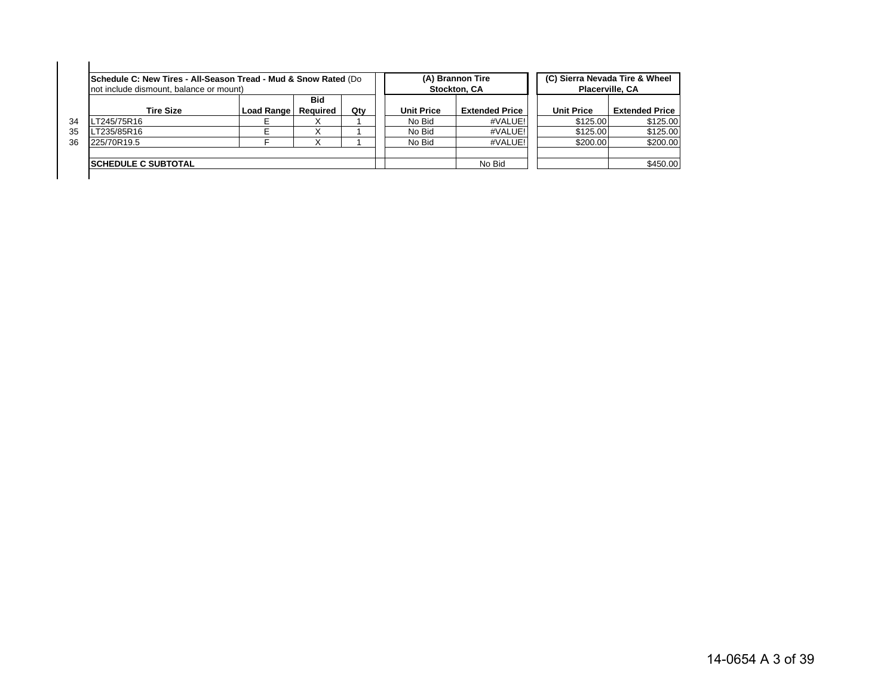| | Schedule C: New Tires - All-Season Tread - Mud & Snow Rated (Do not include dismount, balance or mount) | | | | (A) Brannon Tire Stockton, CA | | (C) Sierra Nevada Tire & Wheel Placerville, CA | |
|---|---|---|---|---|---|---|---|---|
| | **Tire Size** | **Load Range** | **Bid Required** | **Qty** | **Unit Price** | **Extended Price** | **Unit Price** | **Extended Price** |
| 34 | LT245/75R16 | E | X | 1 | No Bid | #VALUE! | $125.00 | $125.00 |
| 35 | LT235/85R16 | E | X | 1 | No Bid | #VALUE! | $125.00 | $125.00 |
| 36 | 225/70R19.5 | F | X | 1 | No Bid | #VALUE! | $200.00 | $200.00 |
| | | | | | | | | |
| | **SCHEDULE C SUBTOTAL** | | | | | No Bid | | $450.00 |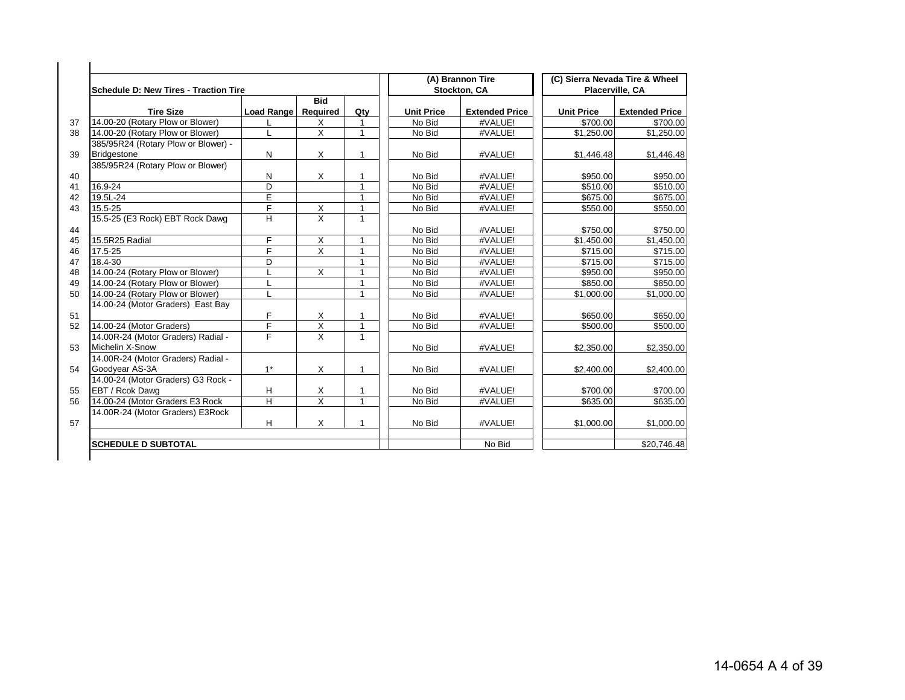| | Schedule D: New Tires - Traction Tire | | | | (A) Brannon Tire Stockton, CA | | (C) Sierra Nevada Tire & Wheel Placerville, CA | |
|---|---|---|---|---|---|---|---|---|
| | Tire Size | Load Range | Bid Required | Qty | Unit Price | Extended Price | Unit Price | Extended Price |
| 37 | 14.00-20 (Rotary Plow or Blower) | L | X | 1 | No Bid | #VALUE! | $700.00 | $700.00 |
| 38 | 14.00-20 (Rotary Plow or Blower) | L | X | 1 | No Bid | #VALUE! | $1,250.00 | $1,250.00 |
| 39 | 385/95R24 (Rotary Plow or Blower) - Bridgestone | N | X | 1 | No Bid | #VALUE! | $1,446.48 | $1,446.48 |
| 40 | 385/95R24 (Rotary Plow or Blower) | N | X | 1 | No Bid | #VALUE! | $950.00 | $950.00 |
| 41 | 16.9-24 | D | | 1 | No Bid | #VALUE! | $510.00 | $510.00 |
| 42 | 19.5L-24 | E | | 1 | No Bid | #VALUE! | $675.00 | $675.00 |
| 43 | 15.5-25 | F | X | 1 | No Bid | #VALUE! | $550.00 | $550.00 |
| 44 | 15.5-25 (E3 Rock) EBT Rock Dawg | H | X | 1 | No Bid | #VALUE! | $750.00 | $750.00 |
| 45 | 15.5R25 Radial | F | X | 1 | No Bid | #VALUE! | $1,450.00 | $1,450.00 |
| 46 | 17.5-25 | F | X | 1 | No Bid | #VALUE! | $715.00 | $715.00 |
| 47 | 18.4-30 | D | | 1 | No Bid | #VALUE! | $715.00 | $715.00 |
| 48 | 14.00-24 (Rotary Plow or Blower) | L | X | 1 | No Bid | #VALUE! | $950.00 | $950.00 |
| 49 | 14.00-24 (Rotary Plow or Blower) | L | | 1 | No Bid | #VALUE! | $850.00 | $850.00 |
| 50 | 14.00-24 (Rotary Plow or Blower) | L | | 1 | No Bid | #VALUE! | $1,000.00 | $1,000.00 |
| 51 | 14.00-24 (Motor Graders) East Bay | F | X | 1 | No Bid | #VALUE! | $650.00 | $650.00 |
| 52 | 14.00-24 (Motor Graders) | F | X | 1 | No Bid | #VALUE! | $500.00 | $500.00 |
| 53 | 14.00R-24 (Motor Graders) Radial - Michelin X-Snow | F | X | 1 | No Bid | #VALUE! | $2,350.00 | $2,350.00 |
| 54 | 14.00R-24 (Motor Graders) Radial - Goodyear AS-3A | 1* | X | 1 | No Bid | #VALUE! | $2,400.00 | $2,400.00 |
| 55 | 14.00-24 (Motor Graders) G3 Rock - EBT / Rcok Dawg | H | X | 1 | No Bid | #VALUE! | $700.00 | $700.00 |
| 56 | 14.00-24 (Motor Graders E3 Rock | H | X | 1 | No Bid | #VALUE! | $635.00 | $635.00 |
| 57 | 14.00R-24 (Motor Graders) E3Rock | H | X | 1 | No Bid | #VALUE! | $1,000.00 | $1,000.00 |
| | **SCHEDULE D SUBTOTAL** | | | | | No Bid | | $20,746.48 |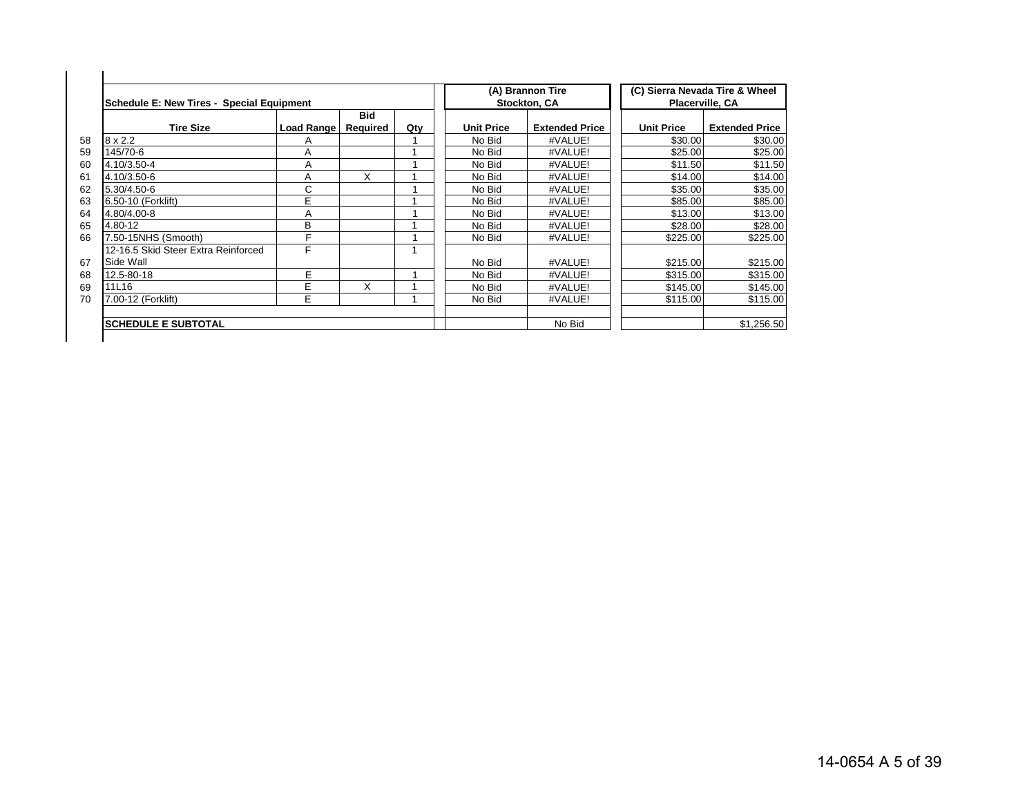| | Schedule E: New Tires - Special Equipment | | | | (A) Brannon Tire Stockton, CA | | (C) Sierra Nevada Tire & Wheel Placerville, CA | |
|---|---|---|---|---|---|---|---|---|
| | **Tire Size** | **Load Range** | **Bid Required** | **Qty** | **Unit Price** | **Extended Price** | **Unit Price** | **Extended Price** |
| 58 | 8 x 2.2 | A | | 1 | No Bid | #VALUE! | $30.00 | $30.00 |
| 59 | 145/70-6 | A | | 1 | No Bid | #VALUE! | $25.00 | $25.00 |
| 60 | 4.10/3.50-4 | A | | 1 | No Bid | #VALUE! | $11.50 | $11.50 |
| 61 | 4.10/3.50-6 | A | X | 1 | No Bid | #VALUE! | $14.00 | $14.00 |
| 62 | 5.30/4.50-6 | C | | 1 | No Bid | #VALUE! | $35.00 | $35.00 |
| 63 | 6.50-10 (Forklift) | E | | 1 | No Bid | #VALUE! | $85.00 | $85.00 |
| 64 | 4.80/4.00-8 | A | | 1 | No Bid | #VALUE! | $13.00 | $13.00 |
| 65 | 4.80-12 | B | | 1 | No Bid | #VALUE! | $28.00 | $28.00 |
| 66 | 7.50-15NHS (Smooth) | F | | 1 | No Bid | #VALUE! | $225.00 | $225.00 |
| 67 | 12-16.5 Skid Steer Extra Reinforced Side Wall | F | | 1 | No Bid | #VALUE! | $215.00 | $215.00 |
| 68 | 12.5-80-18 | E | | 1 | No Bid | #VALUE! | $315.00 | $315.00 |
| 69 | 11L16 | E | X | 1 | No Bid | #VALUE! | $145.00 | $145.00 |
| 70 | 7.00-12 (Forklift) | E | | 1 | No Bid | #VALUE! | $115.00 | $115.00 |
| | | | | | | | | |
| | **SCHEDULE E SUBTOTAL** | | | | | No Bid | | $1,256.50 |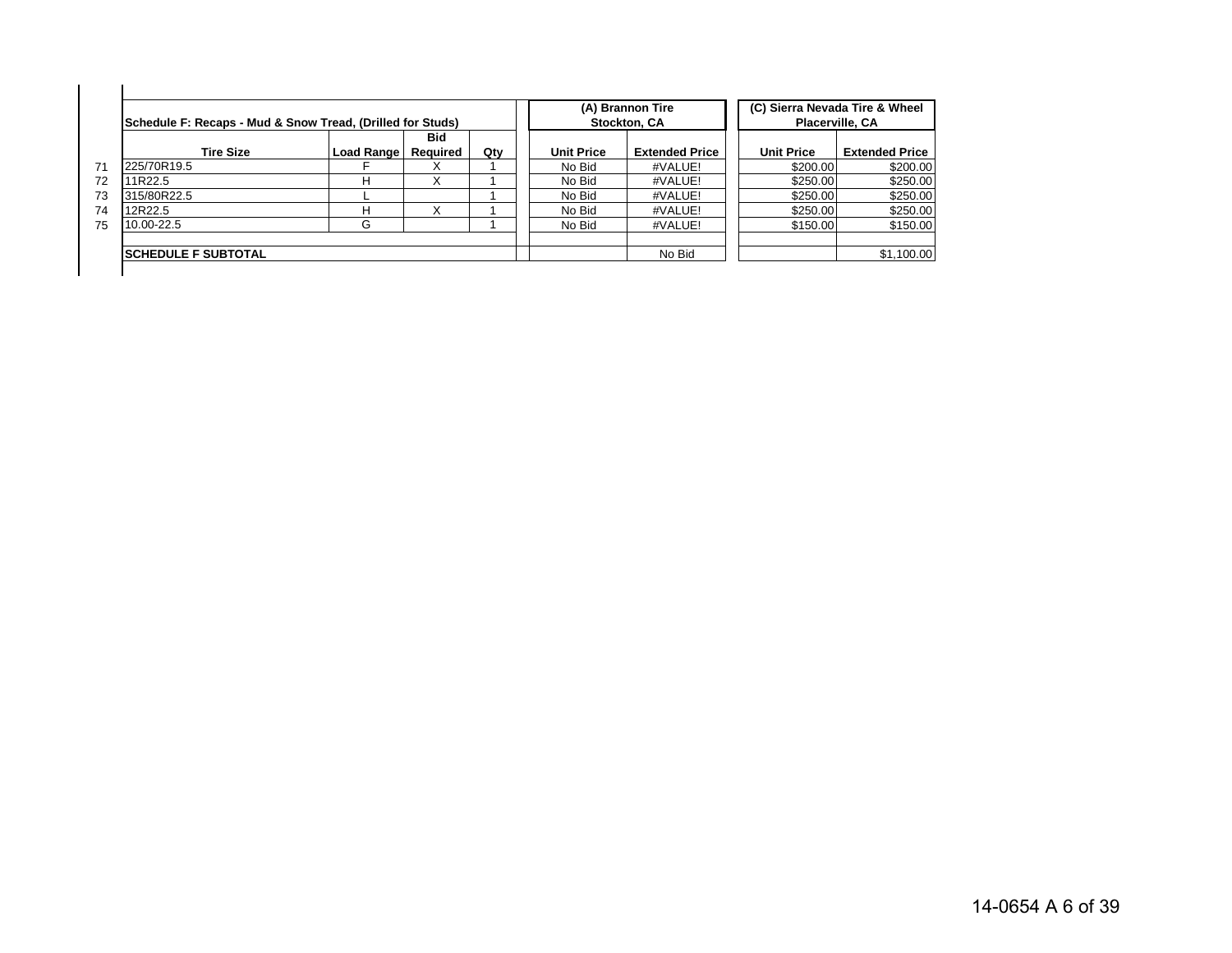| | Schedule F: Recaps - Mud & Snow Tread, (Drilled for Studs) | | | | (A) Brannon Tire Stockton, CA | | (C) Sierra Nevada Tire & Wheel Placerville, CA | |
|---|---|---|---|---|---|---|---|---|
| | Tire Size | Load Range | Bid Required | Qty | Unit Price | Extended Price | Unit Price | Extended Price |
| 71 | 225/70R19.5 | F | X | 1 | No Bid | #VALUE! | $200.00 | $200.00 |
| 72 | 11R22.5 | H | X | 1 | No Bid | #VALUE! | $250.00 | $250.00 |
| 73 | 315/80R22.5 | L | | 1 | No Bid | #VALUE! | $250.00 | $250.00 |
| 74 | 12R22.5 | H | X | 1 | No Bid | #VALUE! | $250.00 | $250.00 |
| 75 | 10.00-22.5 | G | | 1 | No Bid | #VALUE! | $150.00 | $150.00 |
| | | | | | | | | |
| | **SCHEDULE F SUBTOTAL** | | | | | No Bid | | $1,100.00 |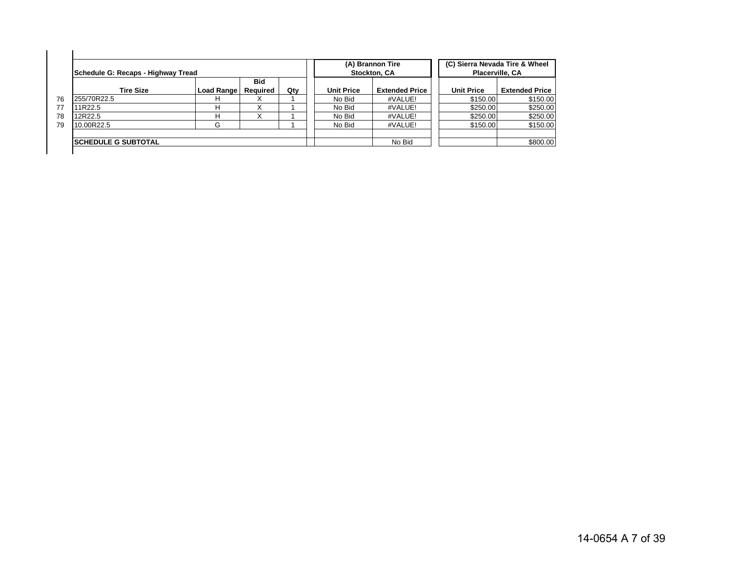| | Schedule G: Recaps - Highway Tread | | | | (A) Brannon Tire Stockton, CA | | (C) Sierra Nevada Tire & Wheel Placerville, CA | |
|---|---|---|---|---|---|---|---|---|
| | Tire Size | Load Range | Bid Required | Qty | Unit Price | Extended Price | Unit Price | Extended Price |
| 76 | 255/70R22.5 | H | X | 1 | No Bid | #VALUE! | $150.00 | $150.00 |
| 77 | 11R22.5 | H | X | 1 | No Bid | #VALUE! | $250.00 | $250.00 |
| 78 | 12R22.5 | H | X | 1 | No Bid | #VALUE! | $250.00 | $250.00 |
| 79 | 10.00R22.5 | G | | 1 | No Bid | #VALUE! | $150.00 | $150.00 |
| | | | | | | | | |
| | SCHEDULE G SUBTOTAL | | | | | No Bid | | $800.00 |

14-0654 A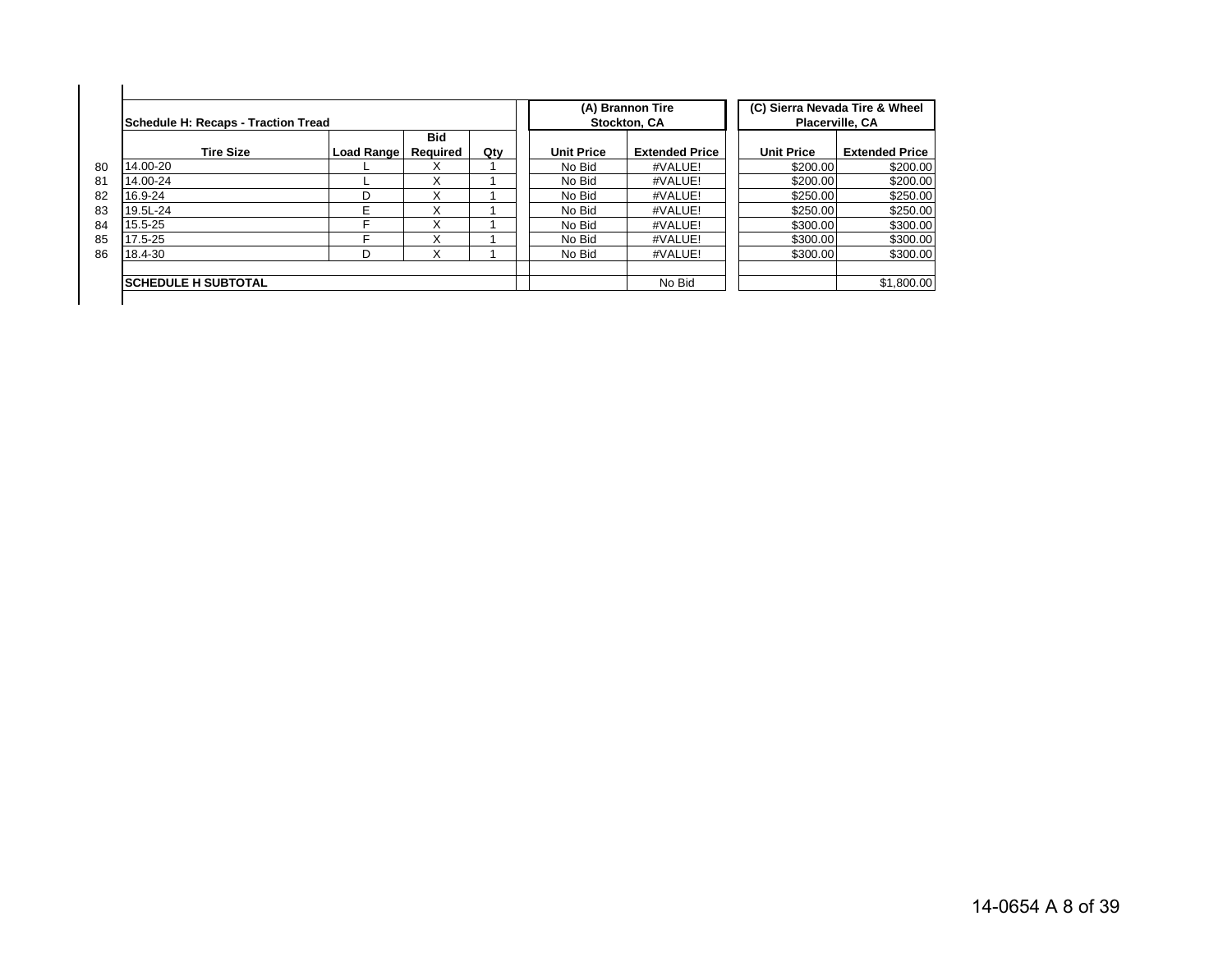| | Schedule H: Recaps - Traction Tread | | | | (A) Brannon Tire Stockton, CA | | (C) Sierra Nevada Tire & Wheel Placerville, CA | |
|---|---|---|---|---|---|---|---|---|
| | Tire Size | Load Range | Bid Required | Qty | Unit Price | Extended Price | Unit Price | Extended Price |
| 80 | 14.00-20 | L | X | 1 | No Bid | #VALUE! | $200.00 | $200.00 |
| 81 | 14.00-24 | L | X | 1 | No Bid | #VALUE! | $200.00 | $200.00 |
| 82 | 16.9-24 | D | X | 1 | No Bid | #VALUE! | $250.00 | $250.00 |
| 83 | 19.5L-24 | E | X | 1 | No Bid | #VALUE! | $250.00 | $250.00 |
| 84 | 15.5-25 | F | X | 1 | No Bid | #VALUE! | $300.00 | $300.00 |
| 85 | 17.5-25 | F | X | 1 | No Bid | #VALUE! | $300.00 | $300.00 |
| 86 | 18.4-30 | D | X | 1 | No Bid | #VALUE! | $300.00 | $300.00 |
| | | | | | | | | |
| | **SCHEDULE H SUBTOTAL** | | | | | No Bid | | $1,800.00 |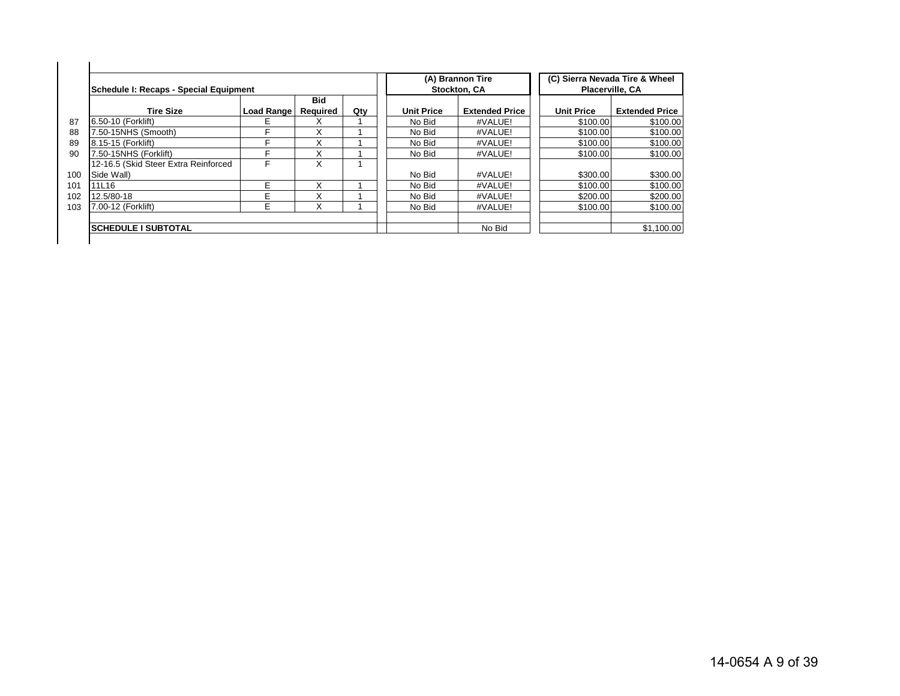| | Schedule I: Recaps - Special Equipment | | | | (A) Brannon Tire Stockton, CA | | (C) Sierra Nevada Tire & Wheel Placerville, CA | |
|---|---|---|---|---|---|---|---|---|
| | Tire Size | Load Range | Bid Required | Qty | Unit Price | Extended Price | Unit Price | Extended Price |
| 87 | 6.50-10 (Forklift) | E | X | 1 | No Bid | #VALUE! | $100.00 | $100.00 |
| 88 | 7.50-15NHS (Smooth) | F | X | 1 | No Bid | #VALUE! | $100.00 | $100.00 |
| 89 | 8.15-15 (Forklift) | F | X | 1 | No Bid | #VALUE! | $100.00 | $100.00 |
| 90 | 7.50-15NHS (Forklift) | F | X | 1 | No Bid | #VALUE! | $100.00 | $100.00 |
| 100 | 12-16.5 (Skid Steer Extra Reinforced Side Wall) | F | X | 1 | No Bid | #VALUE! | $300.00 | $300.00 |
| 101 | 11L16 | E | X | 1 | No Bid | #VALUE! | $100.00 | $100.00 |
| 102 | 12.5/80-18 | E | X | 1 | No Bid | #VALUE! | $200.00 | $200.00 |
| 103 | 7.00-12 (Forklift) | E | X | 1 | No Bid | #VALUE! | $100.00 | $100.00 |
| | | | | | | | | |
| | **SCHEDULE I SUBTOTAL** | | | | | No Bid | | $1,100.00 |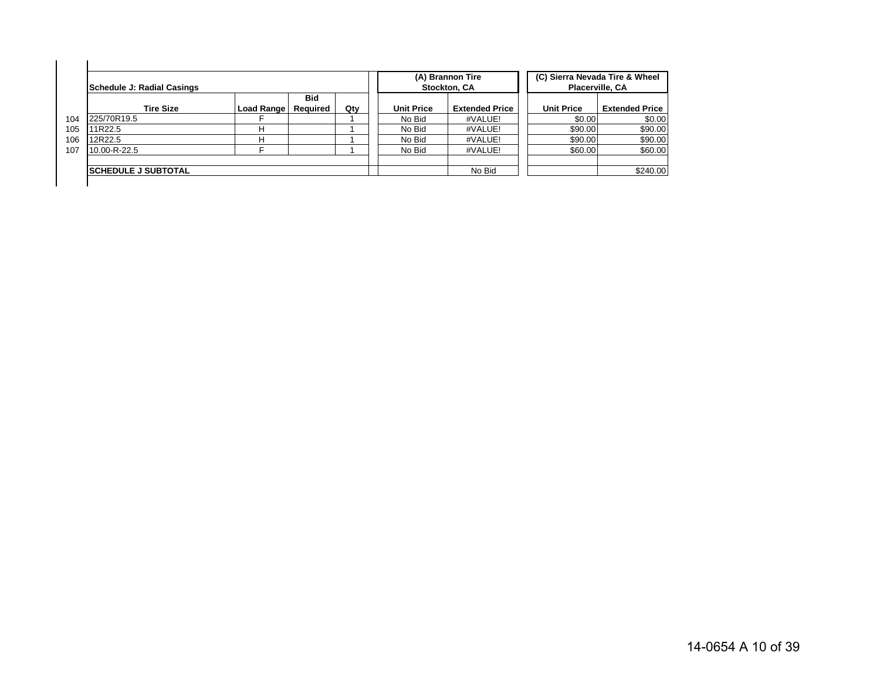| | Schedule J: Radial Casings | | | | (A) Brannon Tire Stockton, CA | | (C) Sierra Nevada Tire & Wheel Placerville, CA | |
|---|---|---|---|---|---|---|---|---|
| | Tire Size | Load Range | Bid Required | Qty | Unit Price | Extended Price | Unit Price | Extended Price |
| 104 | 225/70R19.5 | F | | 1 | No Bid | #VALUE! | $0.00 | $0.00 |
| 105 | 11R22.5 | H | | 1 | No Bid | #VALUE! | $90.00 | $90.00 |
| 106 | 12R22.5 | H | | 1 | No Bid | #VALUE! | $90.00 | $90.00 |
| 107 | 10.00-R-22.5 | F | | 1 | No Bid | #VALUE! | $60.00 | $60.00 |
| | | | | | | | | |
| | SCHEDULE J SUBTOTAL | | | | | No Bid | | $240.00 |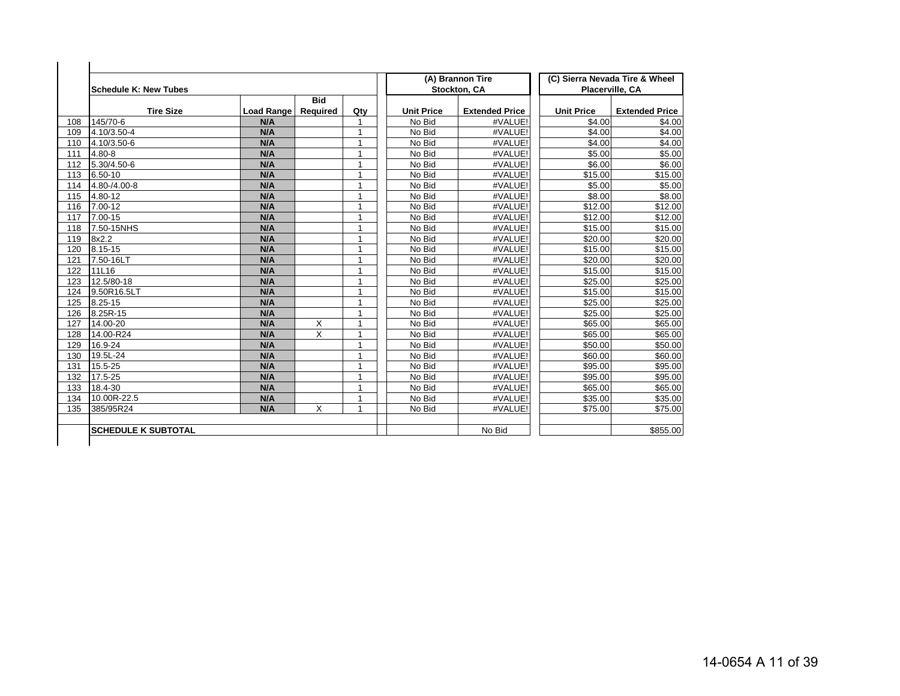| | Schedule K: New Tubes | | | | (A) Brannon Tire Stockton, CA | | (C) Sierra Nevada Tire & Wheel Placerville, CA | |
|---|---|---|---|---|---|---|---|---|
| | Tire Size | Load Range | Bid Required | Qty | Unit Price | Extended Price | Unit Price | Extended Price |
| 108 | 145/70-6 | N/A | | 1 | No Bid | #VALUE! | $4.00 | $4.00 |
| 109 | 4.10/3.50-4 | N/A | | 1 | No Bid | #VALUE! | $4.00 | $4.00 |
| 110 | 4.10/3.50-6 | N/A | | 1 | No Bid | #VALUE! | $4.00 | $4.00 |
| 111 | 4.80-8 | N/A | | 1 | No Bid | #VALUE! | $5.00 | $5.00 |
| 112 | 5.30/4.50-6 | N/A | | 1 | No Bid | #VALUE! | $6.00 | $6.00 |
| 113 | 6.50-10 | N/A | | 1 | No Bid | #VALUE! | $15.00 | $15.00 |
| 114 | 4.80-/4.00-8 | N/A | | 1 | No Bid | #VALUE! | $5.00 | $5.00 |
| 115 | 4.80-12 | N/A | | 1 | No Bid | #VALUE! | $8.00 | $8.00 |
| 116 | 7.00-12 | N/A | | 1 | No Bid | #VALUE! | $12.00 | $12.00 |
| 117 | 7.00-15 | N/A | | 1 | No Bid | #VALUE! | $12.00 | $12.00 |
| 118 | 7.50-15NHS | N/A | | 1 | No Bid | #VALUE! | $15.00 | $15.00 |
| 119 | 8x2.2 | N/A | | 1 | No Bid | #VALUE! | $20.00 | $20.00 |
| 120 | 8.15-15 | N/A | | 1 | No Bid | #VALUE! | $15.00 | $15.00 |
| 121 | 7.50-16LT | N/A | | 1 | No Bid | #VALUE! | $20.00 | $20.00 |
| 122 | 11L16 | N/A | | 1 | No Bid | #VALUE! | $15.00 | $15.00 |
| 123 | 12.5/80-18 | N/A | | 1 | No Bid | #VALUE! | $25.00 | $25.00 |
| 124 | 9.50R16.5LT | N/A | | 1 | No Bid | #VALUE! | $15.00 | $15.00 |
| 125 | 8.25-15 | N/A | | 1 | No Bid | #VALUE! | $25.00 | $25.00 |
| 126 | 8.25R-15 | N/A | | 1 | No Bid | #VALUE! | $25.00 | $25.00 |
| 127 | 14.00-20 | N/A | X | 1 | No Bid | #VALUE! | $65.00 | $65.00 |
| 128 | 14.00-R24 | N/A | X | 1 | No Bid | #VALUE! | $65.00 | $65.00 |
| 129 | 16.9-24 | N/A | | 1 | No Bid | #VALUE! | $50.00 | $50.00 |
| 130 | 19.5L-24 | N/A | | 1 | No Bid | #VALUE! | $60.00 | $60.00 |
| 131 | 15.5-25 | N/A | | 1 | No Bid | #VALUE! | $95.00 | $95.00 |
| 132 | 17.5-25 | N/A | | 1 | No Bid | #VALUE! | $95.00 | $95.00 |
| 133 | 18.4-30 | N/A | | 1 | No Bid | #VALUE! | $65.00 | $65.00 |
| 134 | 10.00R-22.5 | N/A | | 1 | No Bid | #VALUE! | $35.00 | $35.00 |
| 135 | 385/95R24 | N/A | X | 1 | No Bid | #VALUE! | $75.00 | $75.00 |
| | | | | | | | | |
| | **SCHEDULE K SUBTOTAL** | | | | | No Bid | | $855.00 |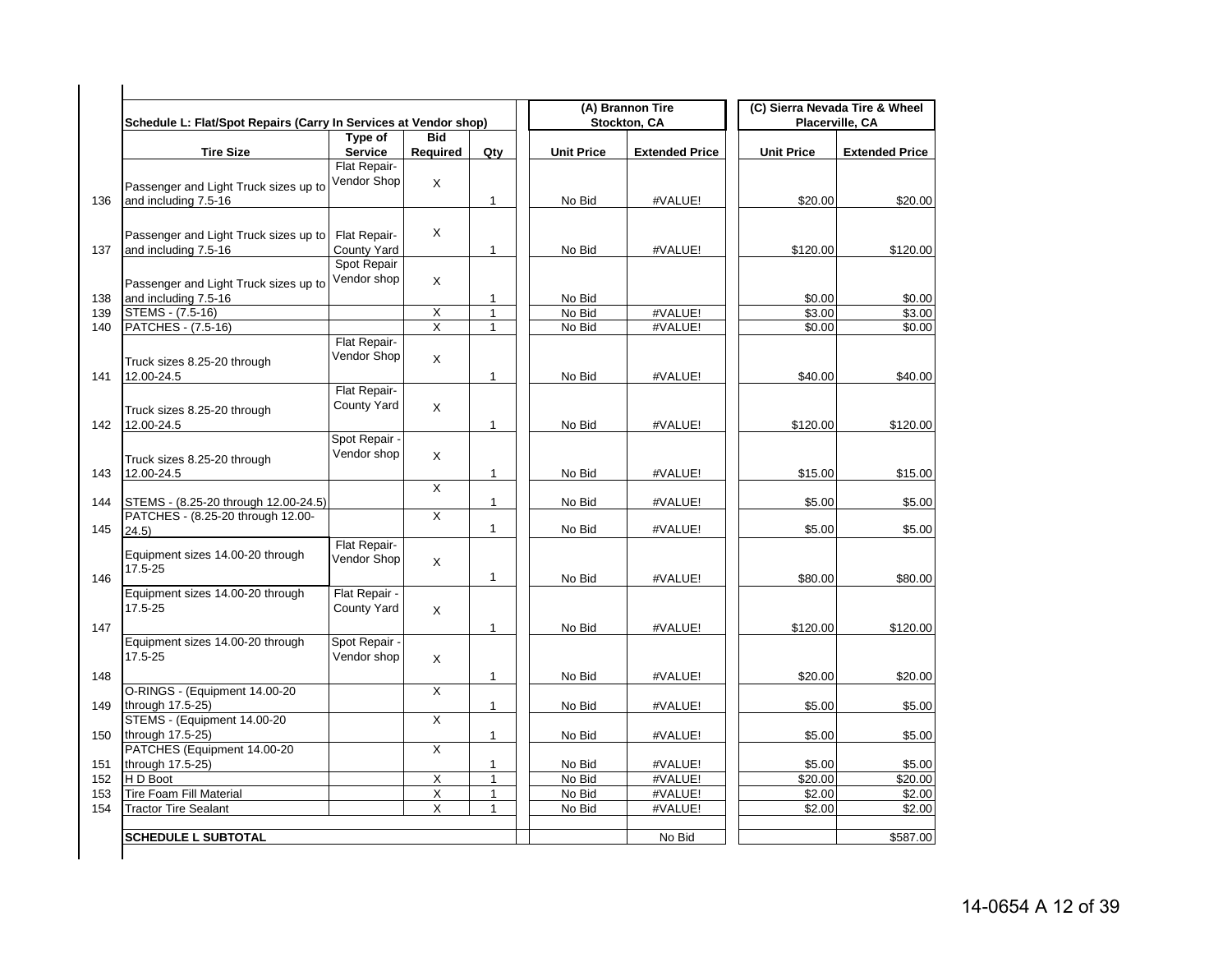| | Schedule L: Flat/Spot Repairs (Carry In Services at Vendor shop) | | | | (A) Brannon Tire Stockton, CA | | (C) Sierra Nevada Tire & Wheel Placerville, CA | |
|---|---|---|---|---|---|---|---|---|
| | Tire Size | Type of Service | Bid Required | Qty | Unit Price | Extended Price | Unit Price | Extended Price |
| 136 | Passenger and Light Truck sizes up to and including 7.5-16 | Flat Repair- Vendor Shop | X | 1 | No Bid | #VALUE! | $20.00 | $20.00 |
| 137 | Passenger and Light Truck sizes up to and including 7.5-16 | Flat Repair- County Yard | X | 1 | No Bid | #VALUE! | $120.00 | $120.00 |
| 138 | Passenger and Light Truck sizes up to and including 7.5-16 | Spot Repair Vendor shop | X | 1 | No Bid | | $0.00 | $0.00 |
| 139 | STEMS - (7.5-16) | | X | 1 | No Bid | #VALUE! | $3.00 | $3.00 |
| 140 | PATCHES - (7.5-16) | | X | 1 | No Bid | #VALUE! | $0.00 | $0.00 |
| 141 | Truck sizes 8.25-20 through 12.00-24.5 | Flat Repair- Vendor Shop | X | 1 | No Bid | #VALUE! | $40.00 | $40.00 |
| 142 | Truck sizes 8.25-20 through 12.00-24.5 | Flat Repair- County Yard | X | 1 | No Bid | #VALUE! | $120.00 | $120.00 |
| 143 | Truck sizes 8.25-20 through 12.00-24.5 | Spot Repair - Vendor shop | X | 1 | No Bid | #VALUE! | $15.00 | $15.00 |
| 144 | STEMS - (8.25-20 through 12.00-24.5) | | X | 1 | No Bid | #VALUE! | $5.00 | $5.00 |
| 145 | PATCHES - (8.25-20 through 12.00-24.5) | | X | 1 | No Bid | #VALUE! | $5.00 | $5.00 |
| 146 | Equipment sizes 14.00-20 through 17.5-25 | Flat Repair- Vendor Shop | X | 1 | No Bid | #VALUE! | $80.00 | $80.00 |
| 147 | Equipment sizes 14.00-20 through 17.5-25 | Flat Repair - County Yard | X | 1 | No Bid | #VALUE! | $120.00 | $120.00 |
| 148 | Equipment sizes 14.00-20 through 17.5-25 | Spot Repair - Vendor shop | X | 1 | No Bid | #VALUE! | $20.00 | $20.00 |
| 149 | O-RINGS - (Equipment 14.00-20 through 17.5-25) | | X | 1 | No Bid | #VALUE! | $5.00 | $5.00 |
| 150 | STEMS - (Equipment 14.00-20 through 17.5-25) | | X | 1 | No Bid | #VALUE! | $5.00 | $5.00 |
| 151 | PATCHES (Equipment 14.00-20 through 17.5-25) | | X | 1 | No Bid | #VALUE! | $5.00 | $5.00 |
| 152 | H D Boot | | X | 1 | No Bid | #VALUE! | $20.00 | $20.00 |
| 153 | Tire Foam Fill Material | | X | 1 | No Bid | #VALUE! | $2.00 | $2.00 |
| 154 | Tractor Tire Sealant | | X | 1 | No Bid | #VALUE! | $2.00 | $2.00 |
| | **SCHEDULE L SUBTOTAL** | | | | | No Bid | | $587.00 |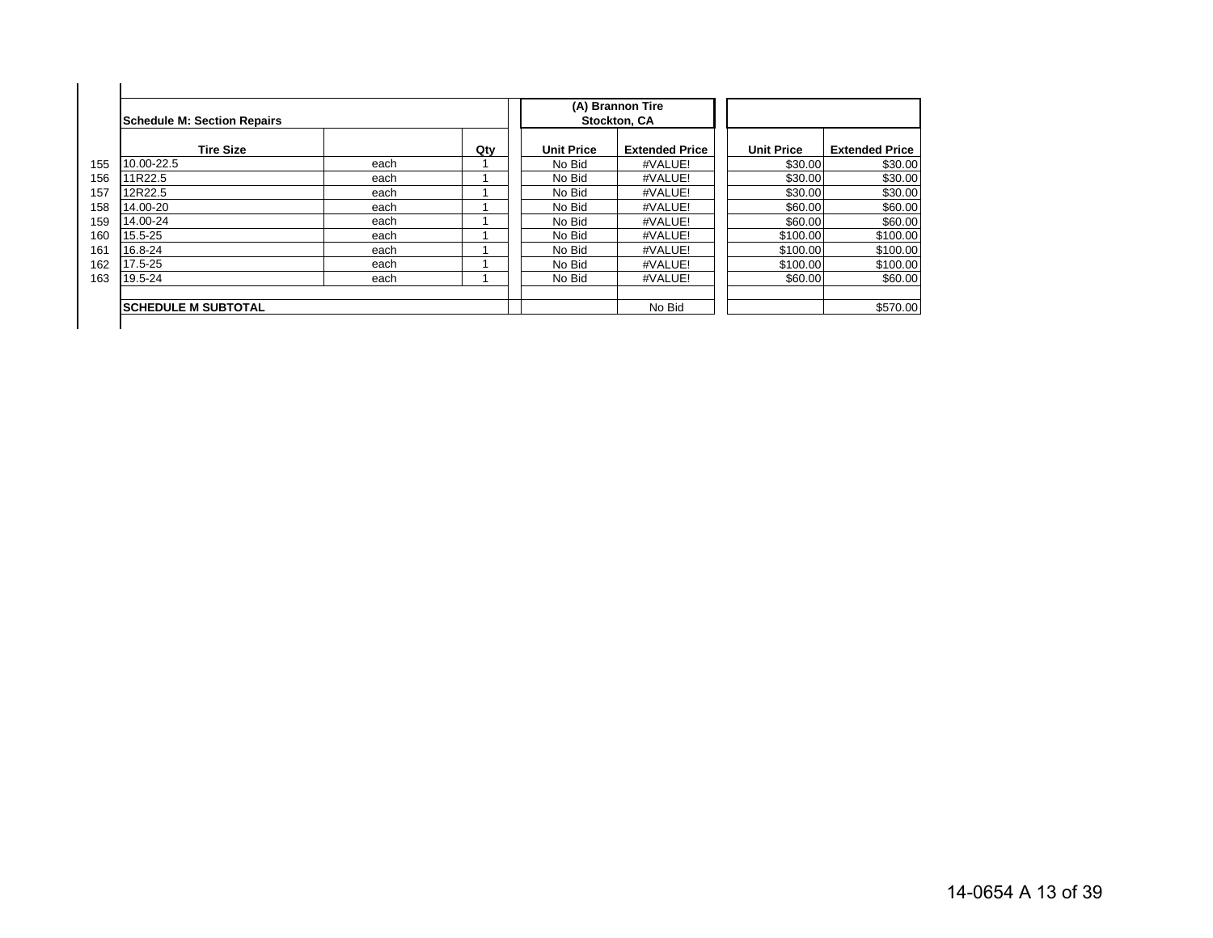| | Schedule M: Section Repairs | | | (A) Brannon Tire Stockton, CA | | | |
|---|---|---|---|---|---|---|---|
| | Tire Size | | Qty | Unit Price | Extended Price | Unit Price | Extended Price |
| 155 | 10.00-22.5 | each | 1 | No Bid | #VALUE! | $30.00 | $30.00 |
| 156 | 11R22.5 | each | 1 | No Bid | #VALUE! | $30.00 | $30.00 |
| 157 | 12R22.5 | each | 1 | No Bid | #VALUE! | $30.00 | $30.00 |
| 158 | 14.00-20 | each | 1 | No Bid | #VALUE! | $60.00 | $60.00 |
| 159 | 14.00-24 | each | 1 | No Bid | #VALUE! | $60.00 | $60.00 |
| 160 | 15.5-25 | each | 1 | No Bid | #VALUE! | $100.00 | $100.00 |
| 161 | 16.8-24 | each | 1 | No Bid | #VALUE! | $100.00 | $100.00 |
| 162 | 17.5-25 | each | 1 | No Bid | #VALUE! | $100.00 | $100.00 |
| 163 | 19.5-24 | each | 1 | No Bid | #VALUE! | $60.00 | $60.00 |
| | | | | | | | |
| | **SCHEDULE M SUBTOTAL** | | | | No Bid | | $570.00 |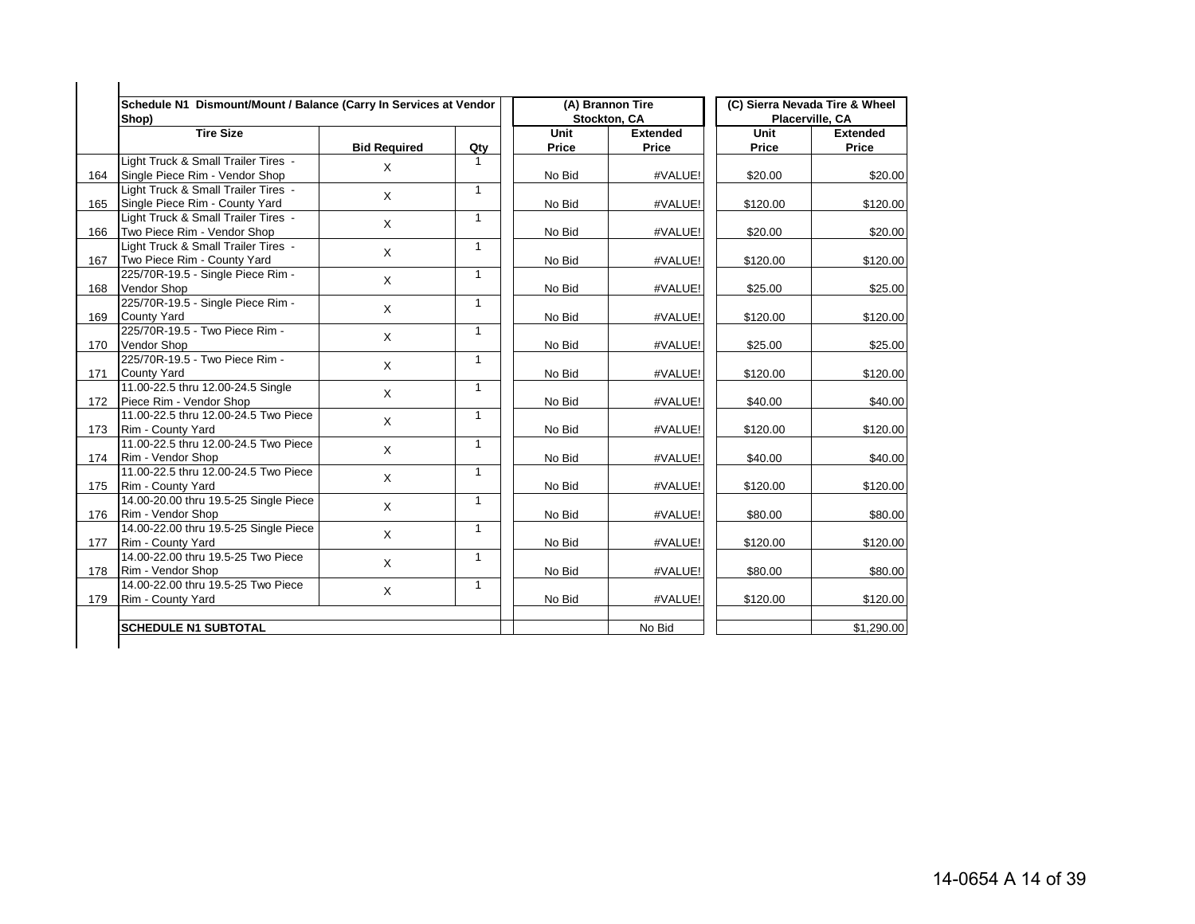| | Schedule N1 Dismount/Mount / Balance (Carry In Services at Vendor Shop) | | | (A) Brannon Tire Stockton, CA | | (C) Sierra Nevada Tire & Wheel Placerville, CA | |
|---|---|---|---|---|---|---|---|
| | **Tire Size** | **Bid Required** | **Qty** | **Unit Price** | **Extended Price** | **Unit Price** | **Extended Price** |
| 164 | Light Truck & Small Trailer Tires - Single Piece Rim - Vendor Shop | X | 1 | No Bid | #VALUE! | $20.00 | $20.00 |
| 165 | Light Truck & Small Trailer Tires - Single Piece Rim - County Yard | X | 1 | No Bid | #VALUE! | $120.00 | $120.00 |
| 166 | Light Truck & Small Trailer Tires - Two Piece Rim - Vendor Shop | X | 1 | No Bid | #VALUE! | $20.00 | $20.00 |
| 167 | Light Truck & Small Trailer Tires - Two Piece Rim - County Yard | X | 1 | No Bid | #VALUE! | $120.00 | $120.00 |
| 168 | 225/70R-19.5 - Single Piece Rim - Vendor Shop | X | 1 | No Bid | #VALUE! | $25.00 | $25.00 |
| 169 | 225/70R-19.5 - Single Piece Rim - County Yard | X | 1 | No Bid | #VALUE! | $120.00 | $120.00 |
| 170 | 225/70R-19.5 - Two Piece Rim - Vendor Shop | X | 1 | No Bid | #VALUE! | $25.00 | $25.00 |
| 171 | 225/70R-19.5 - Two Piece Rim - County Yard | X | 1 | No Bid | #VALUE! | $120.00 | $120.00 |
| 172 | 11.00-22.5 thru 12.00-24.5 Single Piece Rim - Vendor Shop | X | 1 | No Bid | #VALUE! | $40.00 | $40.00 |
| 173 | 11.00-22.5 thru 12.00-24.5 Two Piece Rim - County Yard | X | 1 | No Bid | #VALUE! | $120.00 | $120.00 |
| 174 | 11.00-22.5 thru 12.00-24.5 Two Piece Rim - Vendor Shop | X | 1 | No Bid | #VALUE! | $40.00 | $40.00 |
| 175 | 11.00-22.5 thru 12.00-24.5 Two Piece Rim - County Yard | X | 1 | No Bid | #VALUE! | $120.00 | $120.00 |
| 176 | 14.00-20.00 thru 19.5-25 Single Piece Rim - Vendor Shop | X | 1 | No Bid | #VALUE! | $80.00 | $80.00 |
| 177 | 14.00-22.00 thru 19.5-25 Single Piece Rim - County Yard | X | 1 | No Bid | #VALUE! | $120.00 | $120.00 |
| 178 | 14.00-22.00 thru 19.5-25 Two Piece Rim - Vendor Shop | X | 1 | No Bid | #VALUE! | $80.00 | $80.00 |
| 179 | 14.00-22.00 thru 19.5-25 Two Piece Rim - County Yard | X | 1 | No Bid | #VALUE! | $120.00 | $120.00 |
| | **SCHEDULE N1 SUBTOTAL** | | | | No Bid | | $1,290.00 |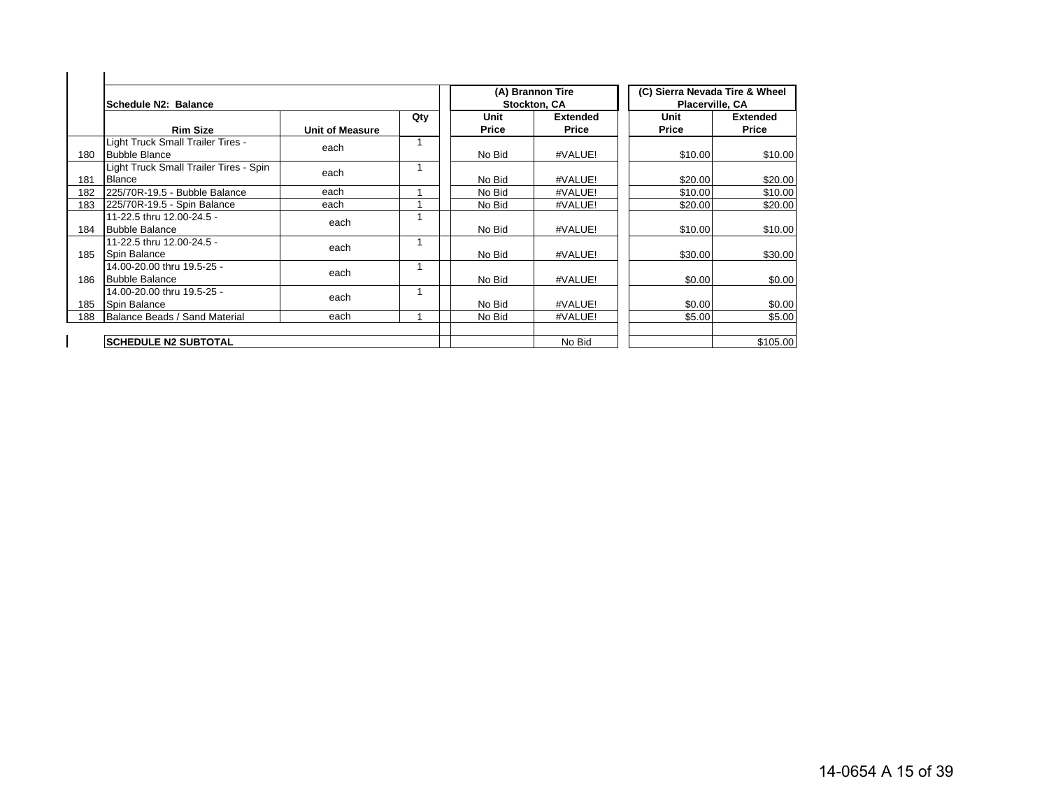| | Schedule N2: Balance | | | (A) Brannon Tire Stockton, CA | | (C) Sierra Nevada Tire & Wheel Placerville, CA | |
|---|---|---|---|---|---|---|---|
| | Rim Size | Unit of Measure | Qty | Unit Price | Extended Price | Unit Price | Extended Price |
| 180 | Light Truck Small Trailer Tires - Bubble Blance | each | 1 | No Bid | #VALUE! | $10.00 | $10.00 |
| 181 | Light Truck Small Trailer Tires - Spin Blance | each | 1 | No Bid | #VALUE! | $20.00 | $20.00 |
| 182 | 225/70R-19.5 - Bubble Balance | each | 1 | No Bid | #VALUE! | $10.00 | $10.00 |
| 183 | 225/70R-19.5 - Spin Balance | each | 1 | No Bid | #VALUE! | $20.00 | $20.00 |
| 184 | 11-22.5 thru 12.00-24.5 - Bubble Balance | each | 1 | No Bid | #VALUE! | $10.00 | $10.00 |
| 185 | 11-22.5 thru 12.00-24.5 - Spin Balance | each | 1 | No Bid | #VALUE! | $30.00 | $30.00 |
| 186 | 14.00-20.00 thru 19.5-25 - Bubble Balance | each | 1 | No Bid | #VALUE! | $0.00 | $0.00 |
| 185 | 14.00-20.00 thru 19.5-25 - Spin Balance | each | 1 | No Bid | #VALUE! | $0.00 | $0.00 |
| 188 | Balance Beads / Sand Material | each | 1 | No Bid | #VALUE! | $5.00 | $5.00 |
| | | | | | | | |
| | SCHEDULE N2 SUBTOTAL | | | | No Bid | | $105.00 |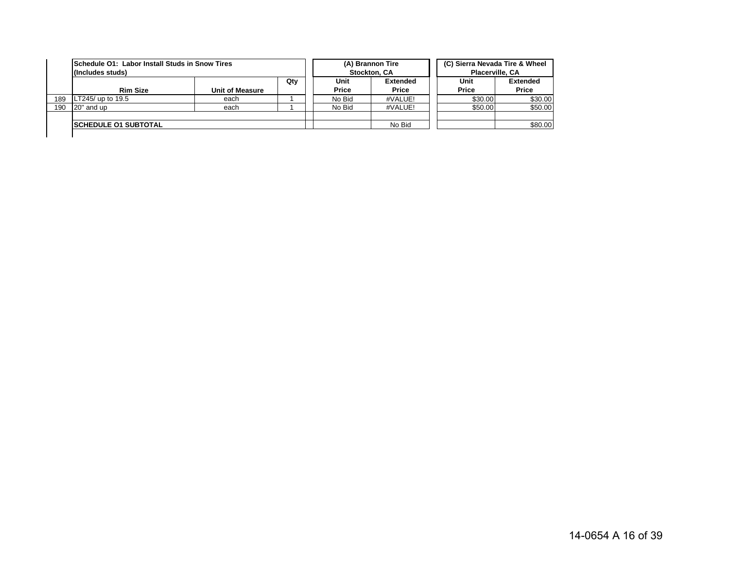| | Schedule O1: Labor Install Studs in Snow Tires (Includes studs) | | | (A) Brannon Tire Stockton, CA | | (C) Sierra Nevada Tire & Wheel Placerville, CA | |
|---|---|---|---|---|---|---|---|
| | Rim Size | Unit of Measure | Qty | Unit Price | Extended Price | Unit Price | Extended Price |
| 189 | LT245/ up to 19.5 | each | 1 | No Bid | #VALUE! | $30.00 | $30.00 |
| 190 | 20" and up | each | 1 | No Bid | #VALUE! | $50.00 | $50.00 |
| | | | | | | | |
| | SCHEDULE O1 SUBTOTAL | | | | No Bid | | $80.00 |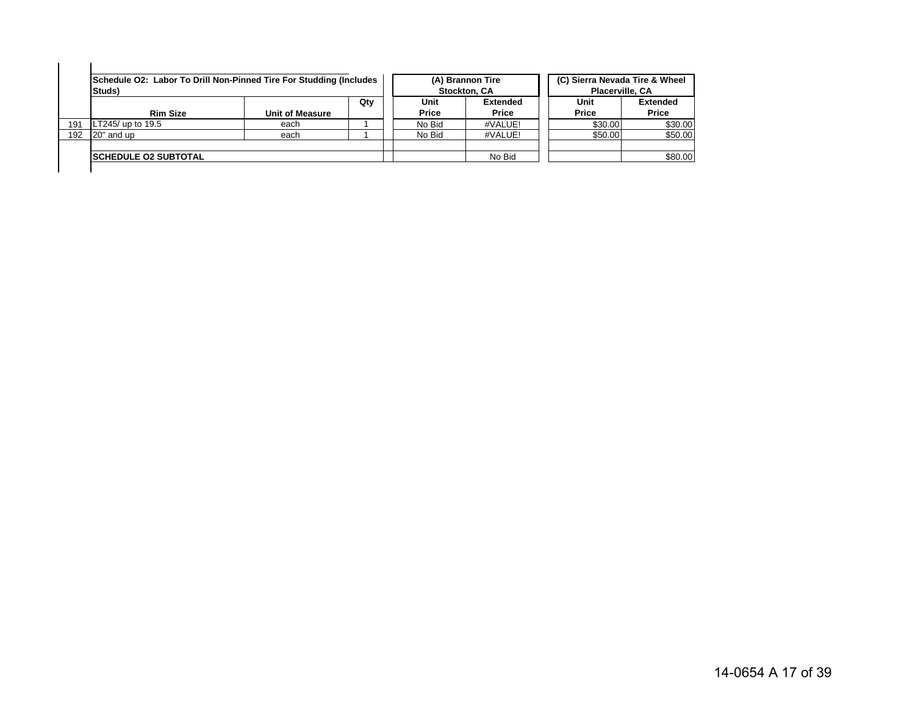| | Schedule O2: Labor To Drill Non-Pinned Tire For Studding (Includes Studs) | | | (A) Brannon Tire Stockton, CA | | (C) Sierra Nevada Tire & Wheel Placerville, CA | |
|---|---|---|---|---|---|---|---|
| | Rim Size | Unit of Measure | Qty | Unit Price | Extended Price | Unit Price | Extended Price |
| 191 | LT245/ up to 19.5 | each | 1 | No Bid | #VALUE! | $30.00 | $30.00 |
| 192 | 20" and up | each | 1 | No Bid | #VALUE! | $50.00 | $50.00 |
| | | | | | | | |
| | SCHEDULE O2 SUBTOTAL | | | | No Bid | | $80.00 |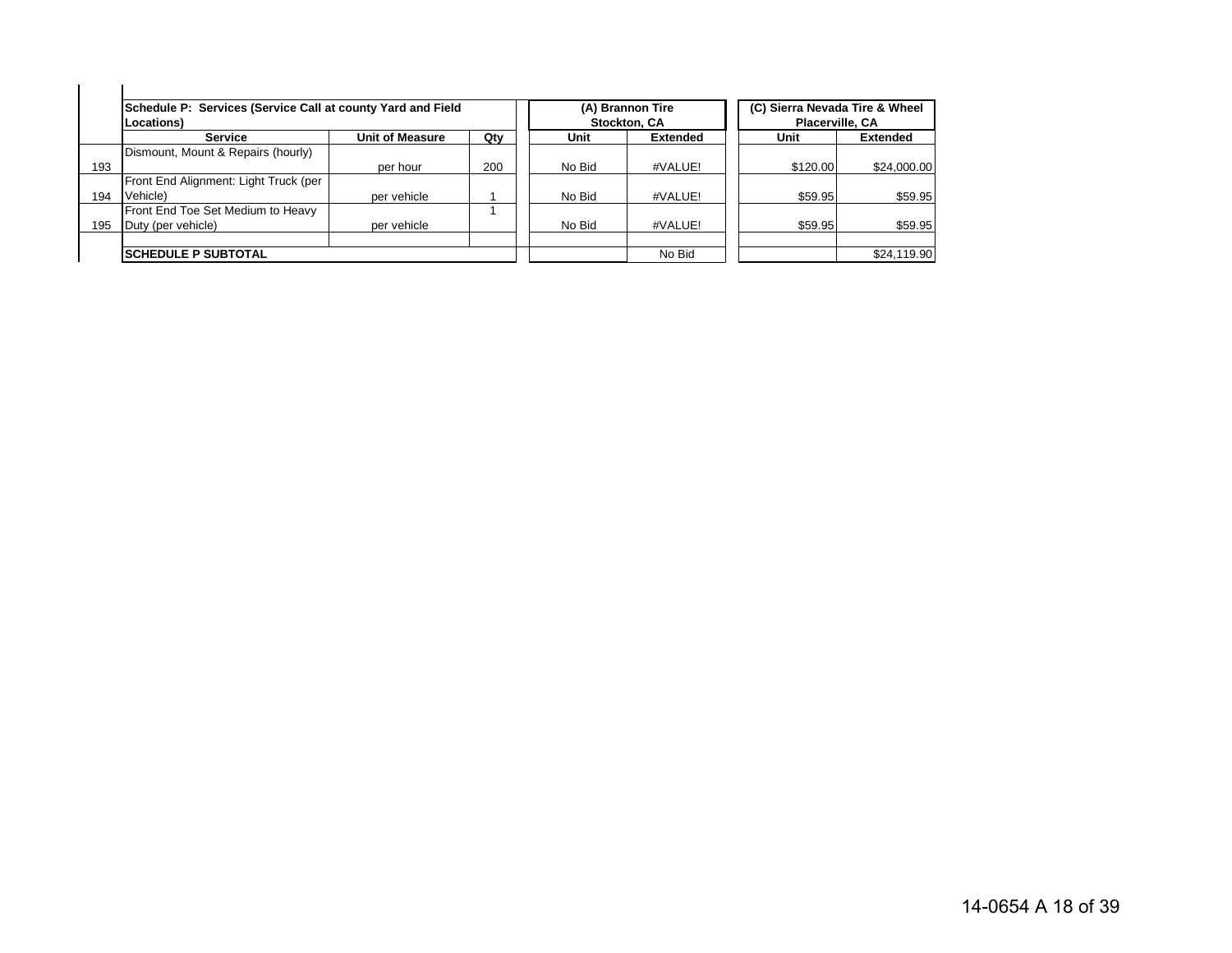| | Schedule P: Services (Service Call at county Yard and Field Locations) | | | (A) Brannon Tire Stockton, CA | | (C) Sierra Nevada Tire & Wheel Placerville, CA | |
|---|---|---|---|---|---|---|---|
| | Service | Unit of Measure | Qty | Unit | Extended | Unit | Extended |
| 193 | Dismount, Mount & Repairs (hourly) | per hour | 200 | No Bid | #VALUE! | $120.00 | $24,000.00 |
| 194 | Front End Alignment: Light Truck (per Vehicle) | per vehicle | 1 | No Bid | #VALUE! | $59.95 | $59.95 |
| 195 | Front End Toe Set Medium to Heavy Duty (per vehicle) | per vehicle | 1 | No Bid | #VALUE! | $59.95 | $59.95 |
| | | | | | | | |
| | **SCHEDULE P SUBTOTAL** | | | | No Bid | | $24,119.90 |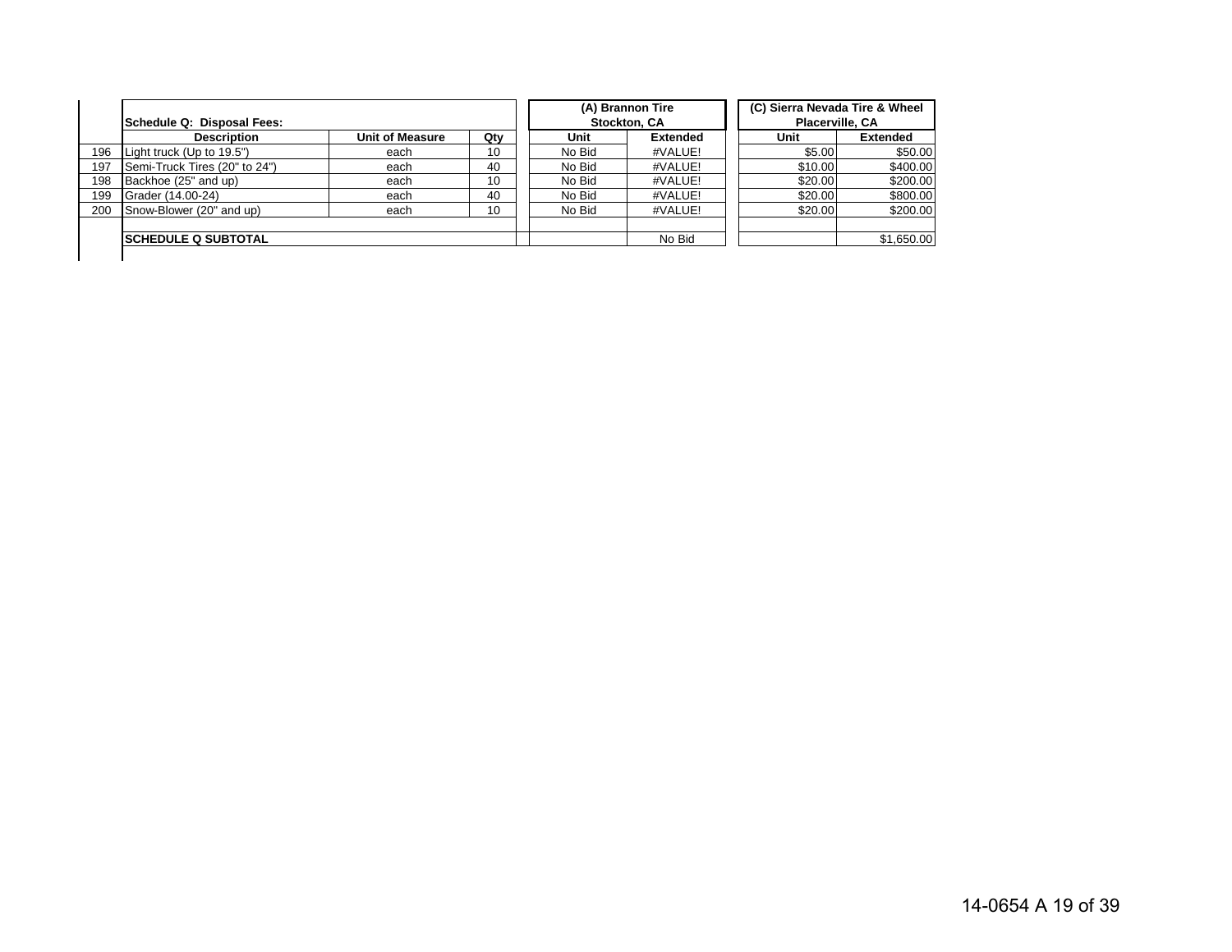| | Schedule Q: Disposal Fees: | | | (A) Brannon Tire Stockton, CA | | (C) Sierra Nevada Tire & Wheel Placerville, CA | |
|---|---|---|---|---|---|---|---|
| | Description | Unit of Measure | Qty | Unit | Extended | Unit | Extended |
| 196 | Light truck (Up to 19.5") | each | 10 | No Bid | #VALUE! | $5.00 | $50.00 |
| 197 | Semi-Truck Tires (20" to 24") | each | 40 | No Bid | #VALUE! | $10.00 | $400.00 |
| 198 | Backhoe (25" and up) | each | 10 | No Bid | #VALUE! | $20.00 | $200.00 |
| 199 | Grader (14.00-24) | each | 40 | No Bid | #VALUE! | $20.00 | $800.00 |
| 200 | Snow-Blower (20" and up) | each | 10 | No Bid | #VALUE! | $20.00 | $200.00 |
| | | | | | | | |
| | **SCHEDULE Q SUBTOTAL** | | | | No Bid | | $1,650.00 |

14-0654 A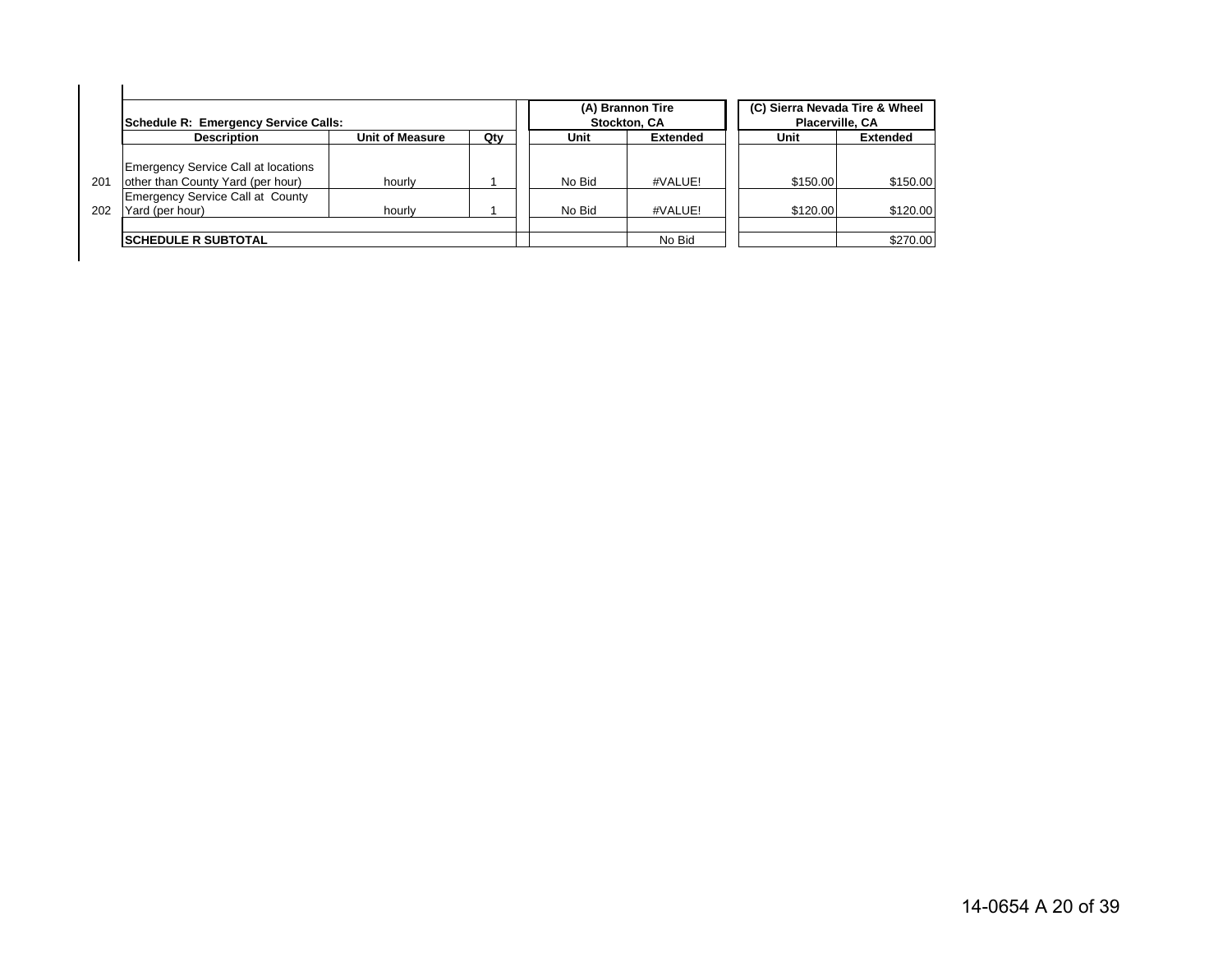| | Schedule R: Emergency Service Calls: | | | (A) Brannon Tire Stockton, CA | | (C) Sierra Nevada Tire & Wheel Placerville, CA | |
|---|---|---|---|---|---|---|---|
| | Description | Unit of Measure | Qty | Unit | Extended | Unit | Extended |
| 201 | Emergency Service Call at locations other than County Yard (per hour) | hourly | 1 | No Bid | #VALUE! | $150.00 | $150.00 |
| 202 | Emergency Service Call at County Yard (per hour) | hourly | 1 | No Bid | #VALUE! | $120.00 | $120.00 |
| | | | | | | | |
| | SCHEDULE R SUBTOTAL | | | | No Bid | | $270.00 |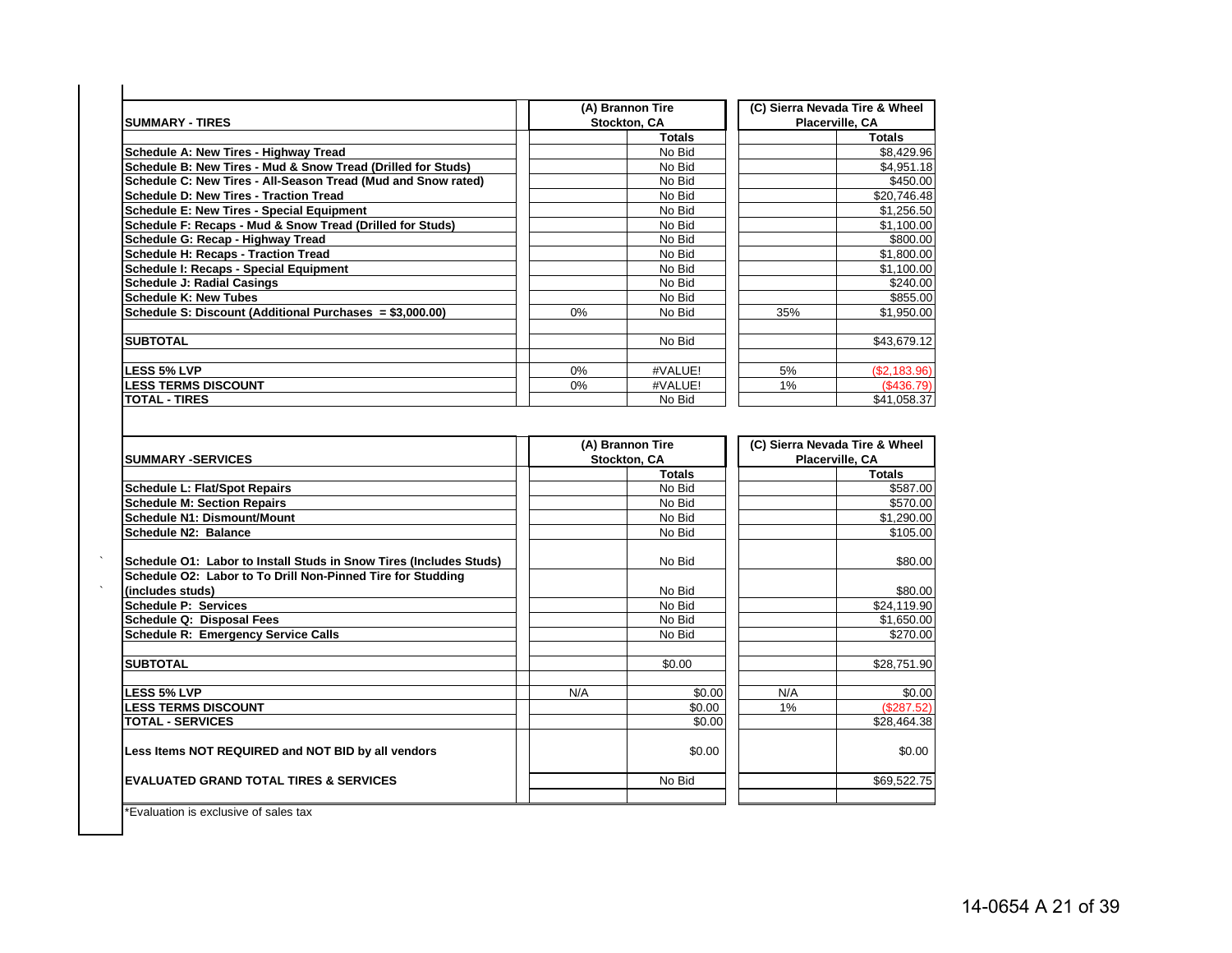| SUMMARY - TIRES | (A) Brannon Tire Stockton, CA | | (C) Sierra Nevada Tire & Wheel Placerville, CA | |
|---|---|---|---|---|
| | | Totals | | Totals |
| Schedule A: New Tires - Highway Tread | | No Bid | | $8,429.96 |
| Schedule B: New Tires - Mud & Snow Tread (Drilled for Studs) | | No Bid | | $4,951.18 |
| Schedule C: New Tires - All-Season Tread (Mud and Snow rated) | | No Bid | | $450.00 |
| Schedule D: New Tires - Traction Tread | | No Bid | | $20,746.48 |
| Schedule E: New Tires - Special Equipment | | No Bid | | $1,256.50 |
| Schedule F: Recaps - Mud & Snow Tread (Drilled for Studs) | | No Bid | | $1,100.00 |
| Schedule G: Recap - Highway Tread | | No Bid | | $800.00 |
| Schedule H: Recaps - Traction Tread | | No Bid | | $1,800.00 |
| Schedule I: Recaps - Special Equipment | | No Bid | | $1,100.00 |
| Schedule J: Radial Casings | | No Bid | | $240.00 |
| Schedule K: New Tubes | | No Bid | | $855.00 |
| Schedule S: Discount (Additional Purchases = $3,000.00) | 0% | No Bid | 35% | $1,950.00 |
| | | | | |
| SUBTOTAL | | No Bid | | $43,679.12 |
| | | | | |
| LESS 5% LVP | 0% | #VALUE! | 5% | ($2,183.96) |
| LESS TERMS DISCOUNT | 0% | #VALUE! | 1% | ($436.79) |
| TOTAL - TIRES | | No Bid | | $41,058.37 |

| SUMMARY -SERVICES | (A) Brannon Tire Stockton, CA | | (C) Sierra Nevada Tire & Wheel Placerville, CA | |
|---|---|---|---|---|
| | | Totals | | Totals |
| Schedule L: Flat/Spot Repairs | | No Bid | | $587.00 |
| Schedule M: Section Repairs | | No Bid | | $570.00 |
| Schedule N1: Dismount/Mount | | No Bid | | $1,290.00 |
| Schedule N2: Balance | | No Bid | | $105.00 |
| Schedule O1: Labor to Install Studs in Snow Tires (Includes Studs) | | No Bid | | $80.00 |
| Schedule O2: Labor to To Drill Non-Pinned Tire for Studding (includes studs) | | No Bid | | $80.00 |
| Schedule P: Services | | No Bid | | $24,119.90 |
| Schedule Q: Disposal Fees | | No Bid | | $1,650.00 |
| Schedule R: Emergency Service Calls | | No Bid | | $270.00 |
| | | | | |
| SUBTOTAL | | $0.00 | | $28,751.90 |
| | | | | |
| LESS 5% LVP | N/A | $0.00 | N/A | $0.00 |
| LESS TERMS DISCOUNT | | $0.00 | 1% | ($287.52) |
| TOTAL - SERVICES | | $0.00 | | $28,464.38 |
| Less Items NOT REQUIRED and NOT BID by all vendors | | $0.00 | | $0.00 |
| EVALUATED GRAND TOTAL TIRES & SERVICES | | No Bid | | $69,522.75 |

*Evaluation is exclusive of sales tax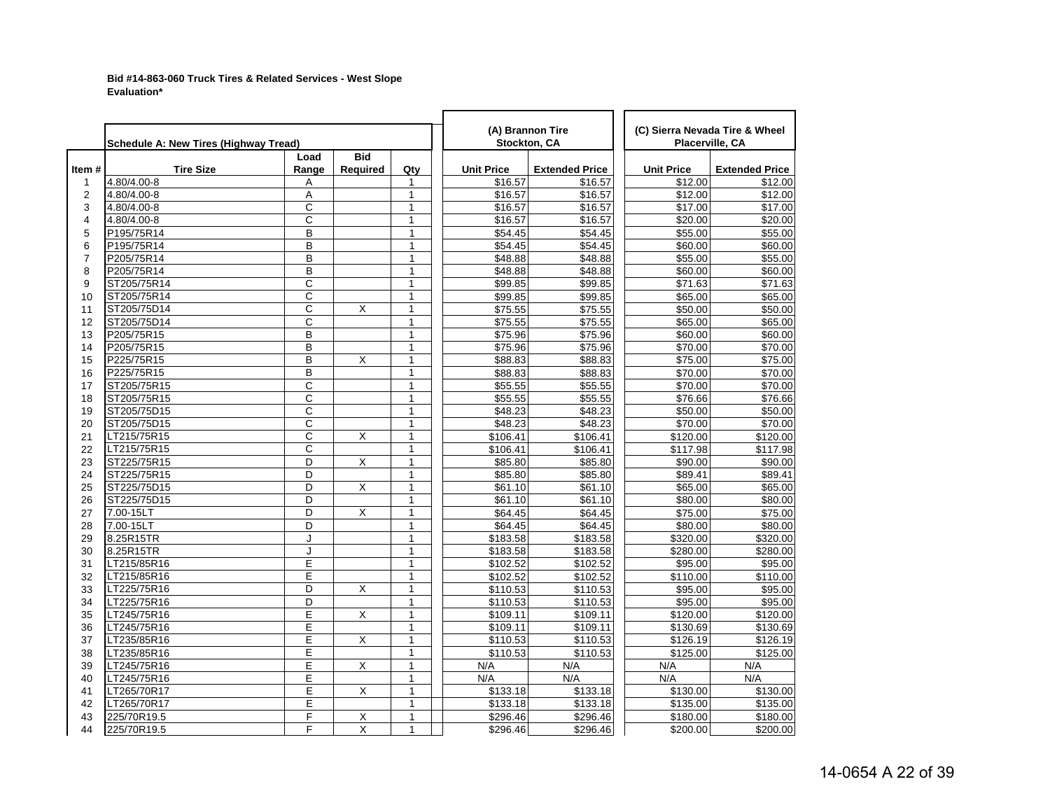**Bid #14-863-060 Truck Tires & Related Services - West Slope**
**Evaluation***

| | **Schedule A: New Tires (Highway Tread)** | | | | **(A) Brannon Tire Stockton, CA** | | **(C) Sierra Nevada Tire & Wheel Placerville, CA** | |
|---|---|---|---|---|---|---|---|---|
| **Item #** | **Tire Size** | **Load Range** | **Bid Required** | **Qty** | **Unit Price** | **Extended Price** | **Unit Price** | **Extended Price** |
| 1 | 4.80/4.00-8 | A | | 1 | $16.57 | $16.57 | $12.00 | $12.00 |
| 2 | 4.80/4.00-8 | A | | 1 | $16.57 | $16.57 | $12.00 | $12.00 |
| 3 | 4.80/4.00-8 | C | | 1 | $16.57 | $16.57 | $17.00 | $17.00 |
| 4 | 4.80/4.00-8 | C | | 1 | $16.57 | $16.57 | $20.00 | $20.00 |
| 5 | P195/75R14 | B | | 1 | $54.45 | $54.45 | $55.00 | $55.00 |
| 6 | P195/75R14 | B | | 1 | $54.45 | $54.45 | $60.00 | $60.00 |
| 7 | P205/75R14 | B | | 1 | $48.88 | $48.88 | $55.00 | $55.00 |
| 8 | P205/75R14 | B | | 1 | $48.88 | $48.88 | $60.00 | $60.00 |
| 9 | ST205/75R14 | C | | 1 | $99.85 | $99.85 | $71.63 | $71.63 |
| 10 | ST205/75R14 | C | | 1 | $99.85 | $99.85 | $65.00 | $65.00 |
| 11 | ST205/75D14 | C | X | 1 | $75.55 | $75.55 | $50.00 | $50.00 |
| 12 | ST205/75D14 | C | | 1 | $75.55 | $75.55 | $65.00 | $65.00 |
| 13 | P205/75R15 | B | | 1 | $75.96 | $75.96 | $60.00 | $60.00 |
| 14 | P205/75R15 | B | | 1 | $75.96 | $75.96 | $70.00 | $70.00 |
| 15 | P225/75R15 | B | X | 1 | $88.83 | $88.83 | $75.00 | $75.00 |
| 16 | P225/75R15 | B | | 1 | $88.83 | $88.83 | $70.00 | $70.00 |
| 17 | ST205/75R15 | C | | 1 | $55.55 | $55.55 | $70.00 | $70.00 |
| 18 | ST205/75R15 | C | | 1 | $55.55 | $55.55 | $76.66 | $76.66 |
| 19 | ST205/75D15 | C | | 1 | $48.23 | $48.23 | $50.00 | $50.00 |
| 20 | ST205/75D15 | C | | 1 | $48.23 | $48.23 | $70.00 | $70.00 |
| 21 | LT215/75R15 | C | X | 1 | $106.41 | $106.41 | $120.00 | $120.00 |
| 22 | LT215/75R15 | C | | 1 | $106.41 | $106.41 | $117.98 | $117.98 |
| 23 | ST225/75R15 | D | X | 1 | $85.80 | $85.80 | $90.00 | $90.00 |
| 24 | ST225/75R15 | D | | 1 | $85.80 | $85.80 | $89.41 | $89.41 |
| 25 | ST225/75D15 | D | X | 1 | $61.10 | $61.10 | $65.00 | $65.00 |
| 26 | ST225/75D15 | D | | 1 | $61.10 | $61.10 | $80.00 | $80.00 |
| 27 | 7.00-15LT | D | X | 1 | $64.45 | $64.45 | $75.00 | $75.00 |
| 28 | 7.00-15LT | D | | 1 | $64.45 | $64.45 | $80.00 | $80.00 |
| 29 | 8.25R15TR | J | | 1 | $183.58 | $183.58 | $320.00 | $320.00 |
| 30 | 8.25R15TR | J | | 1 | $183.58 | $183.58 | $280.00 | $280.00 |
| 31 | LT215/85R16 | E | | 1 | $102.52 | $102.52 | $95.00 | $95.00 |
| 32 | LT215/85R16 | E | | 1 | $102.52 | $102.52 | $110.00 | $110.00 |
| 33 | LT225/75R16 | D | X | 1 | $110.53 | $110.53 | $95.00 | $95.00 |
| 34 | LT225/75R16 | D | | 1 | $110.53 | $110.53 | $95.00 | $95.00 |
| 35 | LT245/75R16 | E | X | 1 | $109.11 | $109.11 | $120.00 | $120.00 |
| 36 | LT245/75R16 | E | | 1 | $109.11 | $109.11 | $130.69 | $130.69 |
| 37 | LT235/85R16 | E | X | 1 | $110.53 | $110.53 | $126.19 | $126.19 |
| 38 | LT235/85R16 | E | | 1 | $110.53 | $110.53 | $125.00 | $125.00 |
| 39 | LT245/75R16 | E | X | 1 | N/A | N/A | N/A | N/A |
| 40 | LT245/75R16 | E | | 1 | N/A | N/A | N/A | N/A |
| 41 | LT265/70R17 | E | X | 1 | $133.18 | $133.18 | $130.00 | $130.00 |
| 42 | LT265/70R17 | E | | 1 | $133.18 | $133.18 | $135.00 | $135.00 |
| 43 | 225/70R19.5 | F | X | 1 | $296.46 | $296.46 | $180.00 | $180.00 |
| 44 | 225/70R19.5 | F | X | 1 | $296.46 | $296.46 | $200.00 | $200.00 |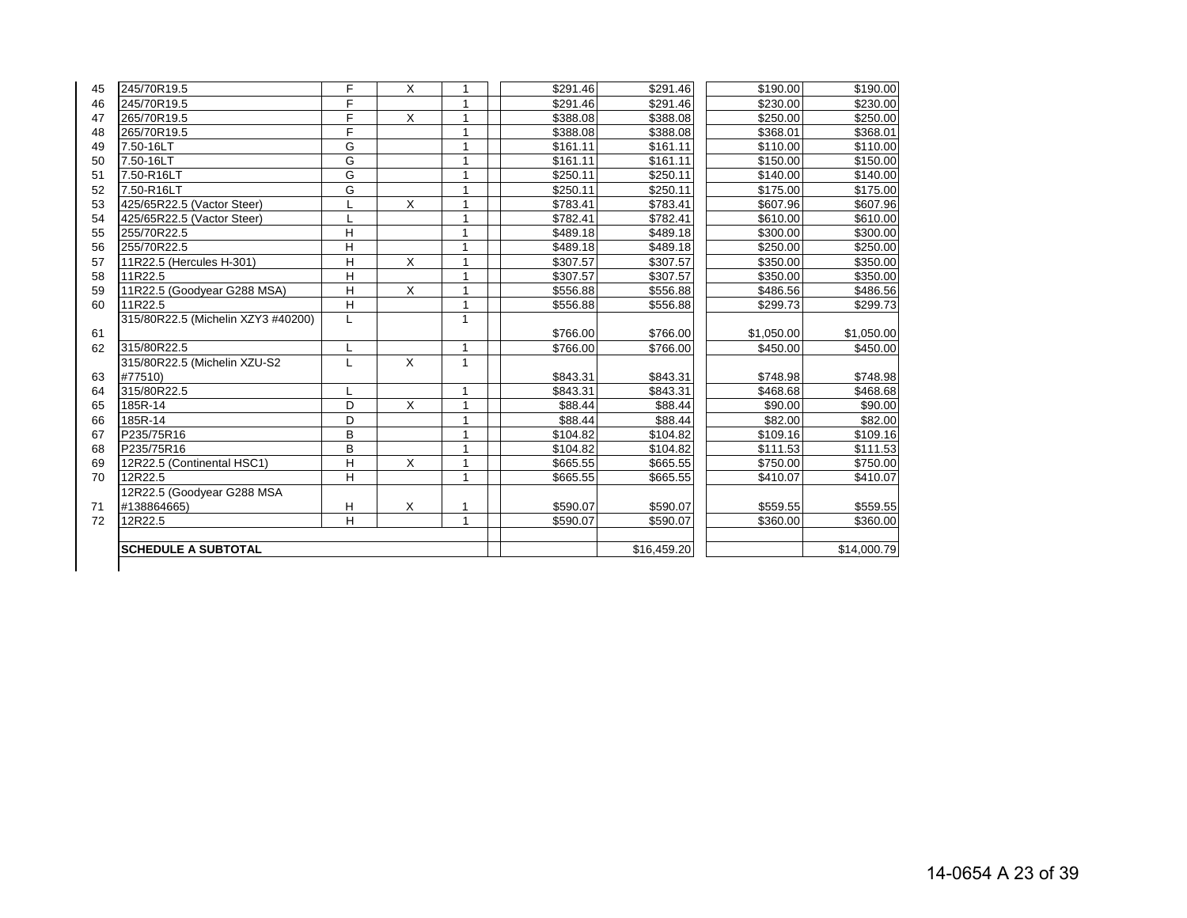| | | | | | | | | | |
|---|---|---|---|---|---|---|---|---|---|
| 45 | 245/70R19.5 | F | X | 1 | | $291.46 | $291.46 | $190.00 | $190.00 |
| 46 | 245/70R19.5 | F | | 1 | | $291.46 | $291.46 | $230.00 | $230.00 |
| 47 | 265/70R19.5 | F | X | 1 | | $388.08 | $388.08 | $250.00 | $250.00 |
| 48 | 265/70R19.5 | F | | 1 | | $388.08 | $388.08 | $368.01 | $368.01 |
| 49 | 7.50-16LT | G | | 1 | | $161.11 | $161.11 | $110.00 | $110.00 |
| 50 | 7.50-16LT | G | | 1 | | $161.11 | $161.11 | $150.00 | $150.00 |
| 51 | 7.50-R16LT | G | | 1 | | $250.11 | $250.11 | $140.00 | $140.00 |
| 52 | 7.50-R16LT | G | | 1 | | $250.11 | $250.11 | $175.00 | $175.00 |
| 53 | 425/65R22.5 (Vactor Steer) | L | X | 1 | | $783.41 | $783.41 | $607.96 | $607.96 |
| 54 | 425/65R22.5 (Vactor Steer) | L | | 1 | | $782.41 | $782.41 | $610.00 | $610.00 |
| 55 | 255/70R22.5 | H | | 1 | | $489.18 | $489.18 | $300.00 | $300.00 |
| 56 | 255/70R22.5 | H | | 1 | | $489.18 | $489.18 | $250.00 | $250.00 |
| 57 | 11R22.5 (Hercules H-301) | H | X | 1 | | $307.57 | $307.57 | $350.00 | $350.00 |
| 58 | 11R22.5 | H | | 1 | | $307.57 | $307.57 | $350.00 | $350.00 |
| 59 | 11R22.5 (Goodyear G288 MSA) | H | X | 1 | | $556.88 | $556.88 | $486.56 | $486.56 |
| 60 | 11R22.5 | H | | 1 | | $556.88 | $556.88 | $299.73 | $299.73 |
| 61 | 315/80R22.5 (Michelin XZY3 #40200) | L | | 1 | | $766.00 | $766.00 | $1,050.00 | $1,050.00 |
| 62 | 315/80R22.5 | L | | 1 | | $766.00 | $766.00 | $450.00 | $450.00 |
| 63 | 315/80R22.5 (Michelin XZU-S2 #77510) | L | X | 1 | | $843.31 | $843.31 | $748.98 | $748.98 |
| 64 | 315/80R22.5 | L | | 1 | | $843.31 | $843.31 | $468.68 | $468.68 |
| 65 | 185R-14 | D | X | 1 | | $88.44 | $88.44 | $90.00 | $90.00 |
| 66 | 185R-14 | D | | 1 | | $88.44 | $88.44 | $82.00 | $82.00 |
| 67 | P235/75R16 | B | | 1 | | $104.82 | $104.82 | $109.16 | $109.16 |
| 68 | P235/75R16 | B | | 1 | | $104.82 | $104.82 | $111.53 | $111.53 |
| 69 | 12R22.5 (Continental HSC1) | H | X | 1 | | $665.55 | $665.55 | $750.00 | $750.00 |
| 70 | 12R22.5 | H | | 1 | | $665.55 | $665.55 | $410.07 | $410.07 |
| 71 | 12R22.5 (Goodyear G288 MSA #138864665) | H | X | 1 | | $590.07 | $590.07 | $559.55 | $559.55 |
| 72 | 12R22.5 | H | | 1 | | $590.07 | $590.07 | $360.00 | $360.00 |
| | | | | | | | | | |
| | **SCHEDULE A SUBTOTAL** | | | | | | $16,459.20 | | $14,000.79 |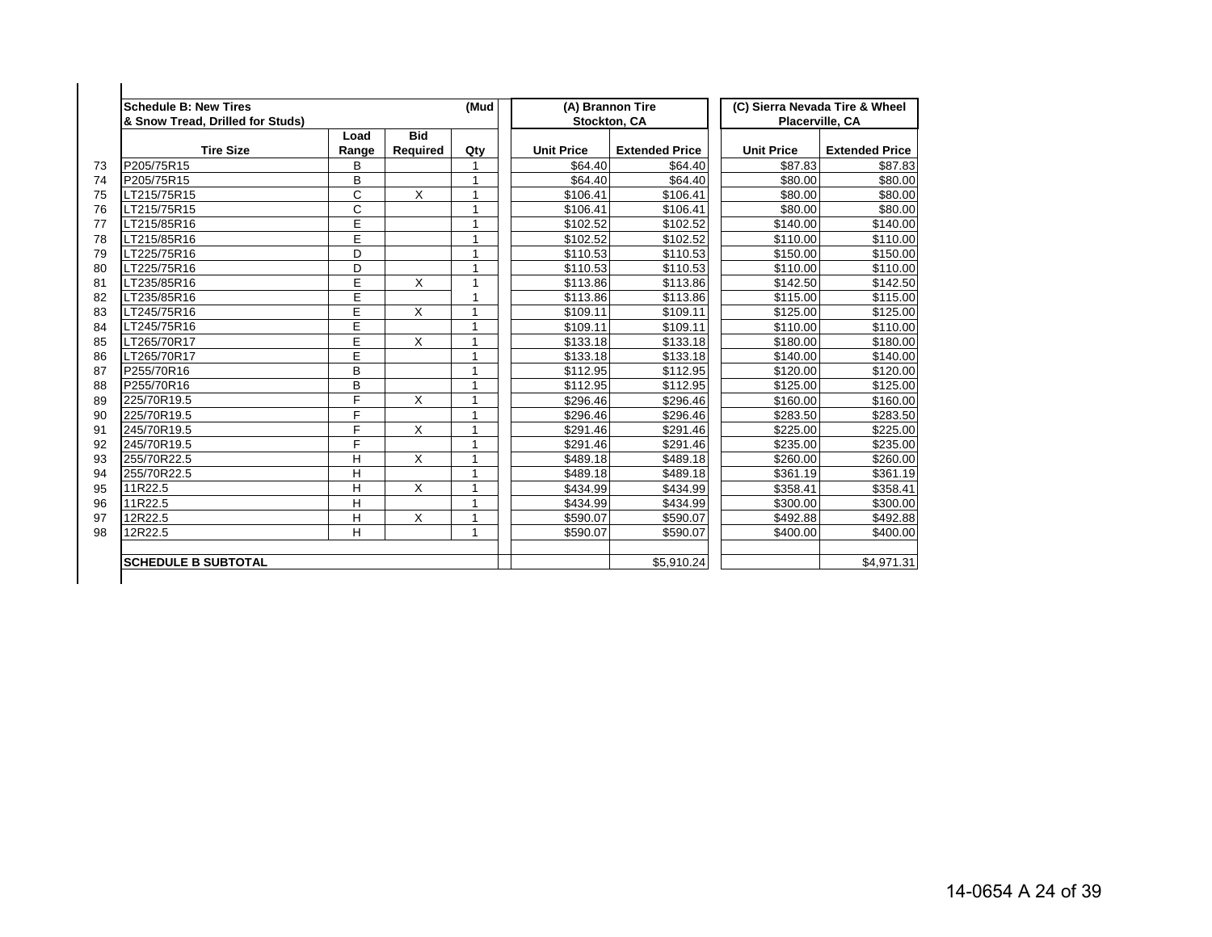| | Schedule B: New Tires (Mud & Snow Tread, Drilled for Studs) | | | | (A) Brannon Tire Stockton, CA | | (C) Sierra Nevada Tire & Wheel Placerville, CA | |
|---|---|---|---|---|---|---|---|---|
| | Tire Size | Load Range | Bid Required | Qty | Unit Price | Extended Price | Unit Price | Extended Price |
| 73 | P205/75R15 | B | | 1 | $64.40 | $64.40 | $87.83 | $87.83 |
| 74 | P205/75R15 | B | | 1 | $64.40 | $64.40 | $80.00 | $80.00 |
| 75 | LT215/75R15 | C | X | 1 | $106.41 | $106.41 | $80.00 | $80.00 |
| 76 | LT215/75R15 | C | | 1 | $106.41 | $106.41 | $80.00 | $80.00 |
| 77 | LT215/85R16 | E | | 1 | $102.52 | $102.52 | $140.00 | $140.00 |
| 78 | LT215/85R16 | E | | 1 | $102.52 | $102.52 | $110.00 | $110.00 |
| 79 | LT225/75R16 | D | | 1 | $110.53 | $110.53 | $150.00 | $150.00 |
| 80 | LT225/75R16 | D | | 1 | $110.53 | $110.53 | $110.00 | $110.00 |
| 81 | LT235/85R16 | E | X | 1 | $113.86 | $113.86 | $142.50 | $142.50 |
| 82 | LT235/85R16 | E | | 1 | $113.86 | $113.86 | $115.00 | $115.00 |
| 83 | LT245/75R16 | E | X | 1 | $109.11 | $109.11 | $125.00 | $125.00 |
| 84 | LT245/75R16 | E | | 1 | $109.11 | $109.11 | $110.00 | $110.00 |
| 85 | LT265/70R17 | E | X | 1 | $133.18 | $133.18 | $180.00 | $180.00 |
| 86 | LT265/70R17 | E | | 1 | $133.18 | $133.18 | $140.00 | $140.00 |
| 87 | P255/70R16 | B | | 1 | $112.95 | $112.95 | $120.00 | $120.00 |
| 88 | P255/70R16 | B | | 1 | $112.95 | $112.95 | $125.00 | $125.00 |
| 89 | 225/70R19.5 | F | X | 1 | $296.46 | $296.46 | $160.00 | $160.00 |
| 90 | 225/70R19.5 | F | | 1 | $296.46 | $296.46 | $283.50 | $283.50 |
| 91 | 245/70R19.5 | F | X | 1 | $291.46 | $291.46 | $225.00 | $225.00 |
| 92 | 245/70R19.5 | F | | 1 | $291.46 | $291.46 | $235.00 | $235.00 |
| 93 | 255/70R22.5 | H | X | 1 | $489.18 | $489.18 | $260.00 | $260.00 |
| 94 | 255/70R22.5 | H | | 1 | $489.18 | $489.18 | $361.19 | $361.19 |
| 95 | 11R22.5 | H | X | 1 | $434.99 | $434.99 | $358.41 | $358.41 |
| 96 | 11R22.5 | H | | 1 | $434.99 | $434.99 | $300.00 | $300.00 |
| 97 | 12R22.5 | H | X | 1 | $590.07 | $590.07 | $492.88 | $492.88 |
| 98 | 12R22.5 | H | | 1 | $590.07 | $590.07 | $400.00 | $400.00 |
| | **SCHEDULE B SUBTOTAL** | | | | | $5,910.24 | | $4,971.31 |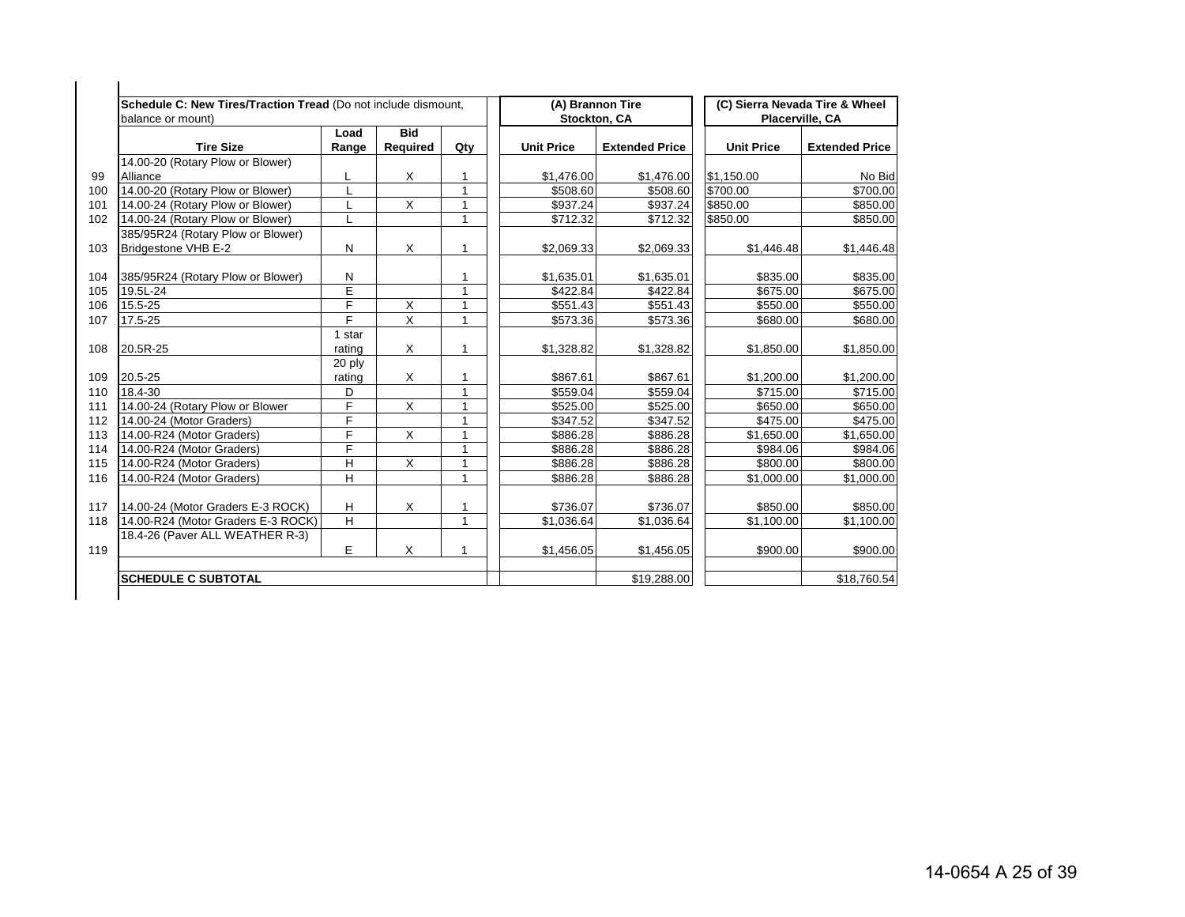| | Schedule C: New Tires/Traction Tread (Do not include dismount, balance or mount) | | | | (A) Brannon Tire Stockton, CA | | (C) Sierra Nevada Tire & Wheel Placerville, CA | |
|---|---|---|---|---|---|---|---|---|
| | **Tire Size** | **Load Range** | **Bid Required** | **Qty** | **Unit Price** | **Extended Price** | **Unit Price** | **Extended Price** |
| 99 | 14.00-20 (Rotary Plow or Blower) Alliance | L | X | 1 | $1,476.00 | $1,476.00 | $1,150.00 | No Bid |
| 100 | 14.00-20 (Rotary Plow or Blower) | L | | 1 | $508.60 | $508.60 | $700.00 | $700.00 |
| 101 | 14.00-24 (Rotary Plow or Blower) | L | X | 1 | $937.24 | $937.24 | $850.00 | $850.00 |
| 102 | 14.00-24 (Rotary Plow or Blower) | L | | 1 | $712.32 | $712.32 | $850.00 | $850.00 |
| 103 | 385/95R24 (Rotary Plow or Blower) Bridgestone VHB E-2 | N | X | 1 | $2,069.33 | $2,069.33 | $1,446.48 | $1,446.48 |
| 104 | 385/95R24 (Rotary Plow or Blower) | N | | 1 | $1,635.01 | $1,635.01 | $835.00 | $835.00 |
| 105 | 19.5L-24 | E | | 1 | $422.84 | $422.84 | $675.00 | $675.00 |
| 106 | 15.5-25 | F | X | 1 | $551.43 | $551.43 | $550.00 | $550.00 |
| 107 | 17.5-25 | F | X | 1 | $573.36 | $573.36 | $680.00 | $680.00 |
| 108 | 20.5R-25 | 1 star rating | X | 1 | $1,328.82 | $1,328.82 | $1,850.00 | $1,850.00 |
| 109 | 20.5-25 | 20 ply rating | X | 1 | $867.61 | $867.61 | $1,200.00 | $1,200.00 |
| 110 | 18.4-30 | D | | 1 | $559.04 | $559.04 | $715.00 | $715.00 |
| 111 | 14.00-24 (Rotary Plow or Blower | F | X | 1 | $525.00 | $525.00 | $650.00 | $650.00 |
| 112 | 14.00-24 (Motor Graders) | F | | 1 | $347.52 | $347.52 | $475.00 | $475.00 |
| 113 | 14.00-R24 (Motor Graders) | F | X | 1 | $886.28 | $886.28 | $1,650.00 | $1,650.00 |
| 114 | 14.00-R24 (Motor Graders) | F | | 1 | $886.28 | $886.28 | $984.06 | $984.06 |
| 115 | 14.00-R24 (Motor Graders) | H | X | 1 | $886.28 | $886.28 | $800.00 | $800.00 |
| 116 | 14.00-R24 (Motor Graders) | H | | 1 | $886.28 | $886.28 | $1,000.00 | $1,000.00 |
| 117 | 14.00-24 (Motor Graders E-3 ROCK) | H | X | 1 | $736.07 | $736.07 | $850.00 | $850.00 |
| 118 | 14.00-R24 (Motor Graders E-3 ROCK) | H | | 1 | $1,036.64 | $1,036.64 | $1,100.00 | $1,100.00 |
| 119 | 18.4-26 (Paver ALL WEATHER R-3) | E | X | 1 | $1,456.05 | $1,456.05 | $900.00 | $900.00 |
| | **SCHEDULE C SUBTOTAL** | | | | | $19,288.00 | | $18,760.54 |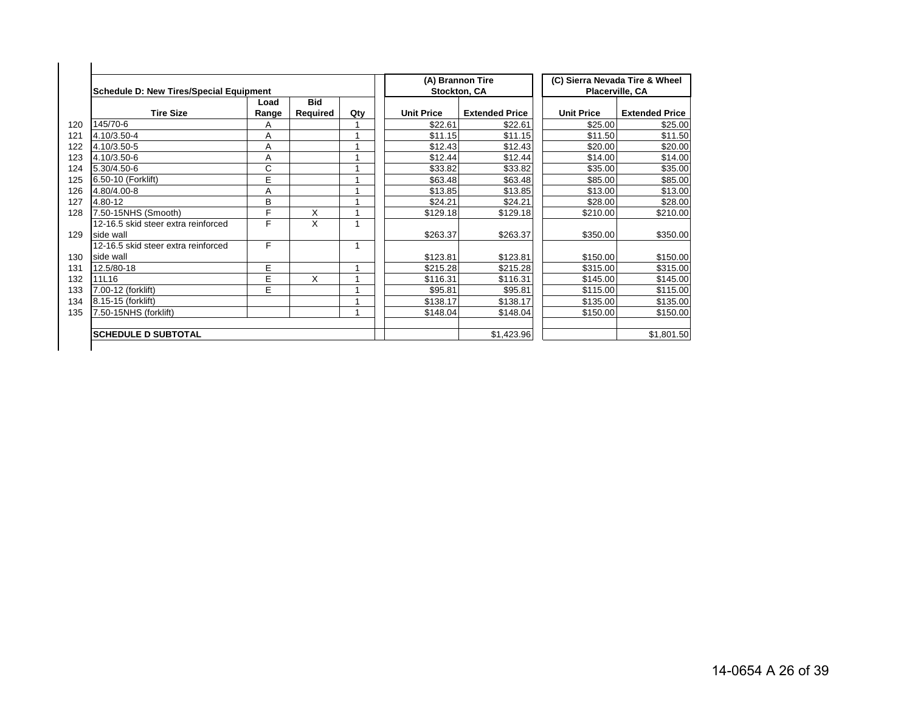| | Schedule D: New Tires/Special Equipment | | | | (A) Brannon Tire Stockton, CA | | (C) Sierra Nevada Tire & Wheel Placerville, CA | |
|---|---|---|---|---|---|---|---|---|
| | Tire Size | Load Range | Bid Required | Qty | Unit Price | Extended Price | Unit Price | Extended Price |
| 120 | 145/70-6 | A | | 1 | $22.61 | $22.61 | $25.00 | $25.00 |
| 121 | 4.10/3.50-4 | A | | 1 | $11.15 | $11.15 | $11.50 | $11.50 |
| 122 | 4.10/3.50-5 | A | | 1 | $12.43 | $12.43 | $20.00 | $20.00 |
| 123 | 4.10/3.50-6 | A | | 1 | $12.44 | $12.44 | $14.00 | $14.00 |
| 124 | 5.30/4.50-6 | C | | 1 | $33.82 | $33.82 | $35.00 | $35.00 |
| 125 | 6.50-10 (Forklift) | E | | 1 | $63.48 | $63.48 | $85.00 | $85.00 |
| 126 | 4.80/4.00-8 | A | | 1 | $13.85 | $13.85 | $13.00 | $13.00 |
| 127 | 4.80-12 | B | | 1 | $24.21 | $24.21 | $28.00 | $28.00 |
| 128 | 7.50-15NHS (Smooth) | F | X | 1 | $129.18 | $129.18 | $210.00 | $210.00 |
| 129 | 12-16.5 skid steer extra reinforced side wall | F | X | 1 | $263.37 | $263.37 | $350.00 | $350.00 |
| 130 | 12-16.5 skid steer extra reinforced side wall | F | | 1 | $123.81 | $123.81 | $150.00 | $150.00 |
| 131 | 12.5/80-18 | E | | 1 | $215.28 | $215.28 | $315.00 | $315.00 |
| 132 | 11L16 | E | X | 1 | $116.31 | $116.31 | $145.00 | $145.00 |
| 133 | 7.00-12 (forklift) | E | | 1 | $95.81 | $95.81 | $115.00 | $115.00 |
| 134 | 8.15-15 (forklift) | | | 1 | $138.17 | $138.17 | $135.00 | $135.00 |
| 135 | 7.50-15NHS (forklift) | | | 1 | $148.04 | $148.04 | $150.00 | $150.00 |
| | **SCHEDULE D SUBTOTAL** | | | | | $1,423.96 | | $1,801.50 |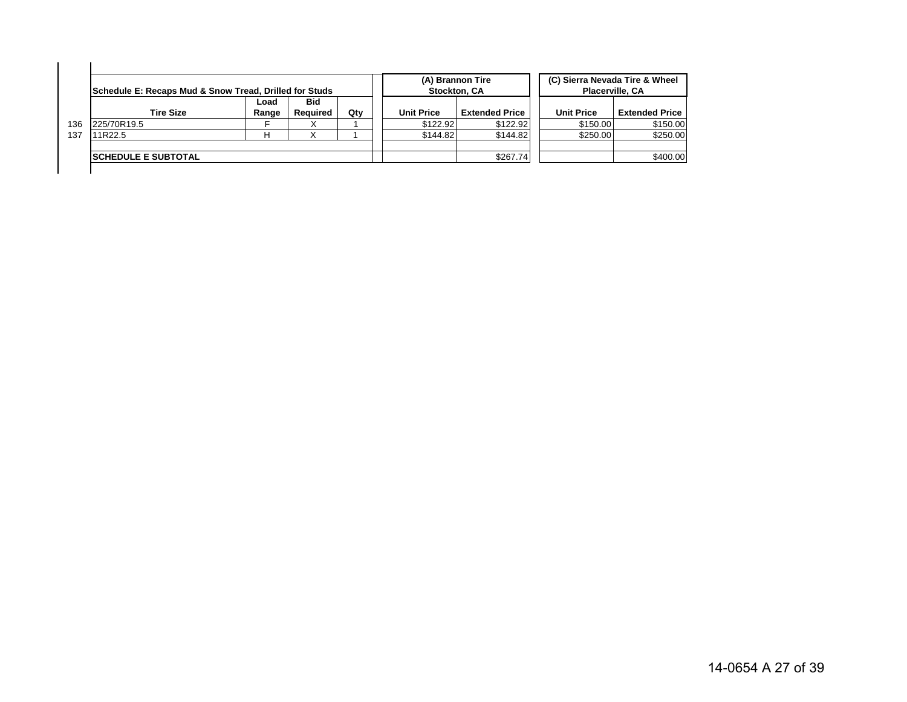| | Schedule E: Recaps Mud & Snow Tread, Drilled for Studs | | | | (A) Brannon Tire Stockton, CA | | (C) Sierra Nevada Tire & Wheel Placerville, CA | |
|---|---|---|---|---|---|---|---|---|
| | Tire Size | Load Range | Bid Required | Qty | Unit Price | Extended Price | Unit Price | Extended Price |
| 136 | 225/70R19.5 | F | X | 1 | $122.92 | $122.92 | $150.00 | $150.00 |
| 137 | 11R22.5 | H | X | 1 | $144.82 | $144.82 | $250.00 | $250.00 |
| | | | | | | | | |
| | SCHEDULE E SUBTOTAL | | | | | $267.74 | | $400.00 |

14-0654 A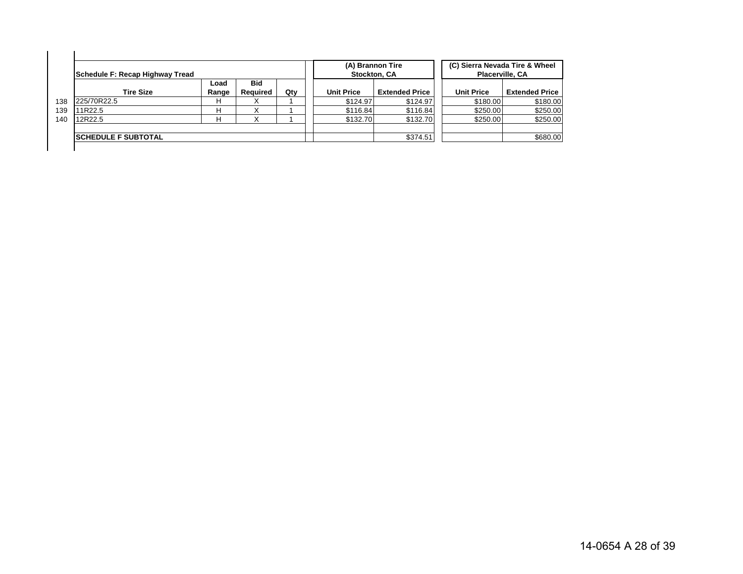| | Schedule F: Recap Highway Tread | | | | (A) Brannon Tire Stockton, CA | | (C) Sierra Nevada Tire & Wheel Placerville, CA | |
|---|---|---|---|---|---|---|---|---|
| | Tire Size | Load Range | Bid Required | Qty | Unit Price | Extended Price | Unit Price | Extended Price |
| 138 | 225/70R22.5 | H | X | 1 | $124.97 | $124.97 | $180.00 | $180.00 |
| 139 | 11R22.5 | H | X | 1 | $116.84 | $116.84 | $250.00 | $250.00 |
| 140 | 12R22.5 | H | X | 1 | $132.70 | $132.70 | $250.00 | $250.00 |
| | | | | | | | | |
| | **SCHEDULE F SUBTOTAL** | | | | | $374.51 | | $680.00 |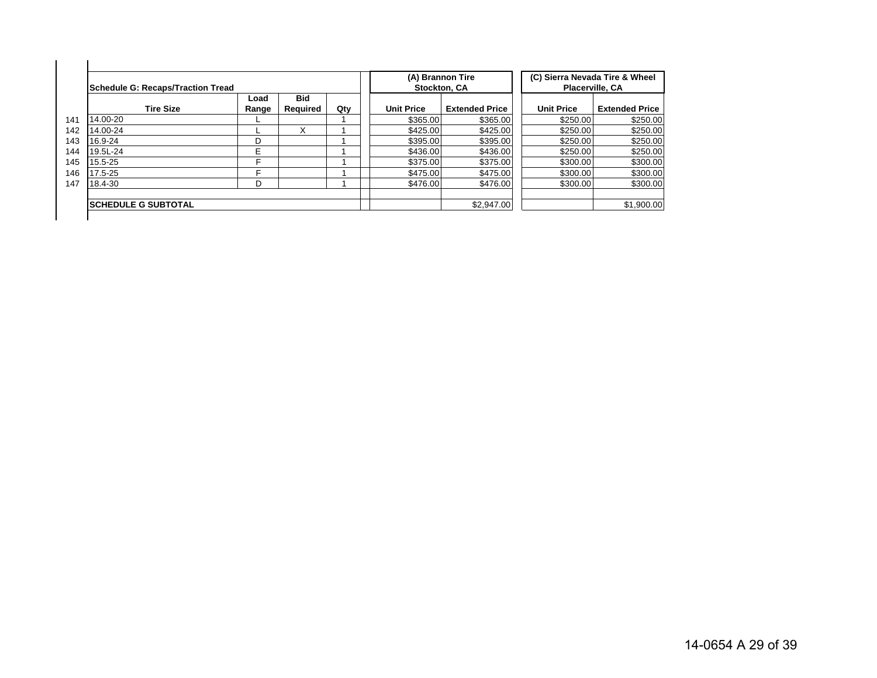| | Schedule G: Recaps/Traction Tread | | | | (A) Brannon Tire Stockton, CA | | (C) Sierra Nevada Tire & Wheel Placerville, CA | |
|---|---|---|---|---|---|---|---|---|
| | Tire Size | Load Range | Bid Required | Qty | Unit Price | Extended Price | Unit Price | Extended Price |
| 141 | 14.00-20 | L | | 1 | $365.00 | $365.00 | $250.00 | $250.00 |
| 142 | 14.00-24 | L | X | 1 | $425.00 | $425.00 | $250.00 | $250.00 |
| 143 | 16.9-24 | D | | 1 | $395.00 | $395.00 | $250.00 | $250.00 |
| 144 | 19.5L-24 | E | | 1 | $436.00 | $436.00 | $250.00 | $250.00 |
| 145 | 15.5-25 | F | | 1 | $375.00 | $375.00 | $300.00 | $300.00 |
| 146 | 17.5-25 | F | | 1 | $475.00 | $475.00 | $300.00 | $300.00 |
| 147 | 18.4-30 | D | | 1 | $476.00 | $476.00 | $300.00 | $300.00 |
| | | | | | | | | |
| | **SCHEDULE G SUBTOTAL** | | | | | $2,947.00 | | $1,900.00 |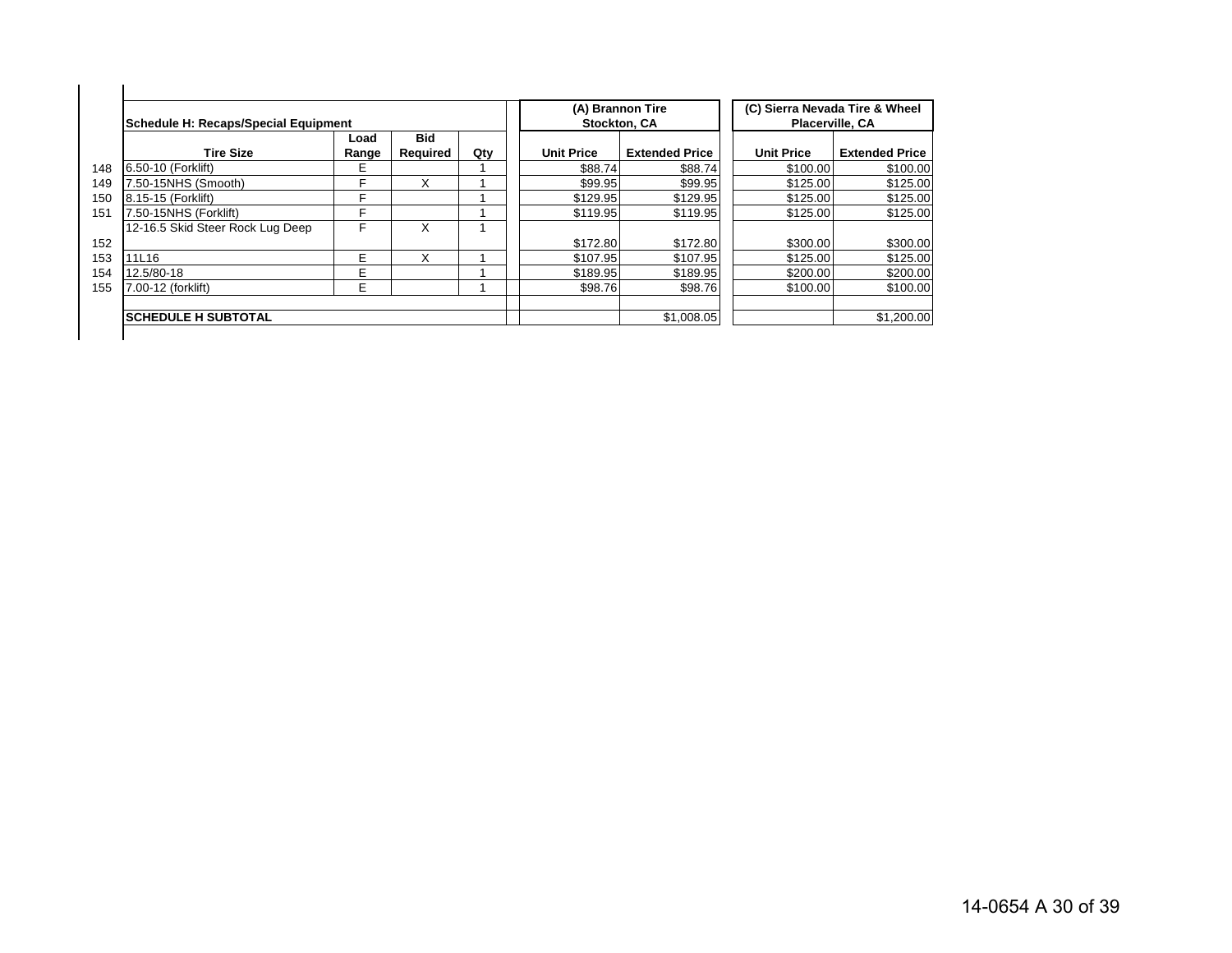| | Schedule H: Recaps/Special Equipment | | | | (A) Brannon Tire Stockton, CA | | (C) Sierra Nevada Tire & Wheel Placerville, CA | |
|---|---|---|---|---|---|---|---|---|
| | Tire Size | Load Range | Bid Required | Qty | Unit Price | Extended Price | Unit Price | Extended Price |
| 148 | 6.50-10 (Forklift) | E | | 1 | $88.74 | $88.74 | $100.00 | $100.00 |
| 149 | 7.50-15NHS (Smooth) | F | X | 1 | $99.95 | $99.95 | $125.00 | $125.00 |
| 150 | 8.15-15 (Forklift) | F | | 1 | $129.95 | $129.95 | $125.00 | $125.00 |
| 151 | 7.50-15NHS (Forklift) | F | | 1 | $119.95 | $119.95 | $125.00 | $125.00 |
| 152 | 12-16.5 Skid Steer Rock Lug Deep | F | X | 1 | $172.80 | $172.80 | $300.00 | $300.00 |
| 153 | 11L16 | E | X | 1 | $107.95 | $107.95 | $125.00 | $125.00 |
| 154 | 12.5/80-18 | E | | 1 | $189.95 | $189.95 | $200.00 | $200.00 |
| 155 | 7.00-12 (forklift) | E | | 1 | $98.76 | $98.76 | $100.00 | $100.00 |
| | **SCHEDULE H SUBTOTAL** | | | | | $1,008.05 | | $1,200.00 |

14-0654 A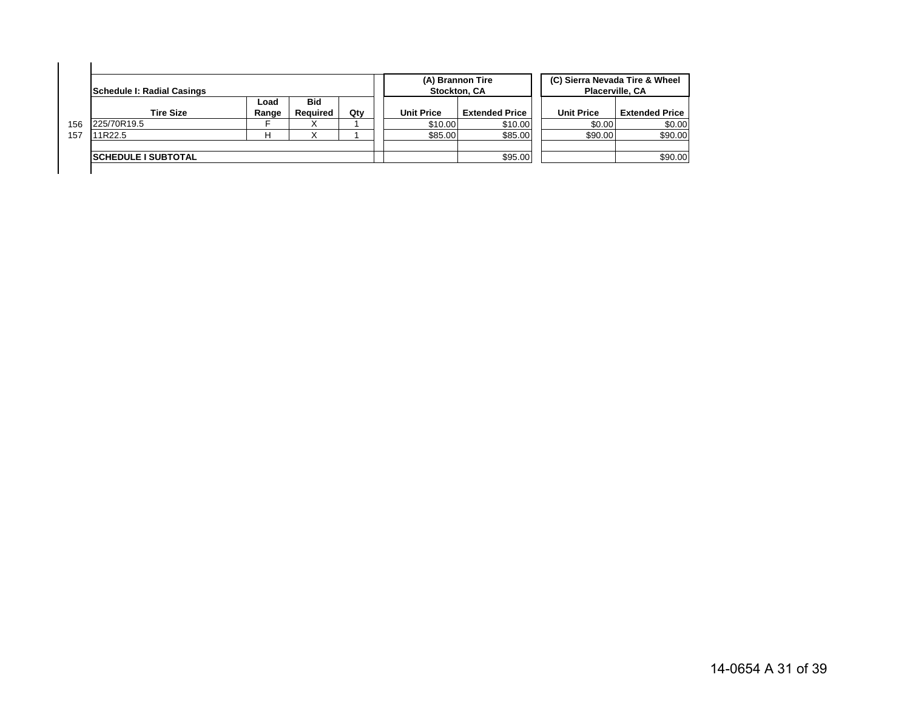| | Schedule I: Radial Casings | | | | (A) Brannon Tire Stockton, CA | | (C) Sierra Nevada Tire & Wheel Placerville, CA | |
|---|---|---|---|---|---|---|---|---|
| | Tire Size | Load Range | Bid Required | Qty | Unit Price | Extended Price | Unit Price | Extended Price |
| 156 | 225/70R19.5 | F | X | 1 | $10.00 | $10.00 | $0.00 | $0.00 |
| 157 | 11R22.5 | H | X | 1 | $85.00 | $85.00 | $90.00 | $90.00 |
| | | | | | | | | |
| | **SCHEDULE I SUBTOTAL** | | | | | $95.00 | | $90.00 |

14-0654 A 31 of 39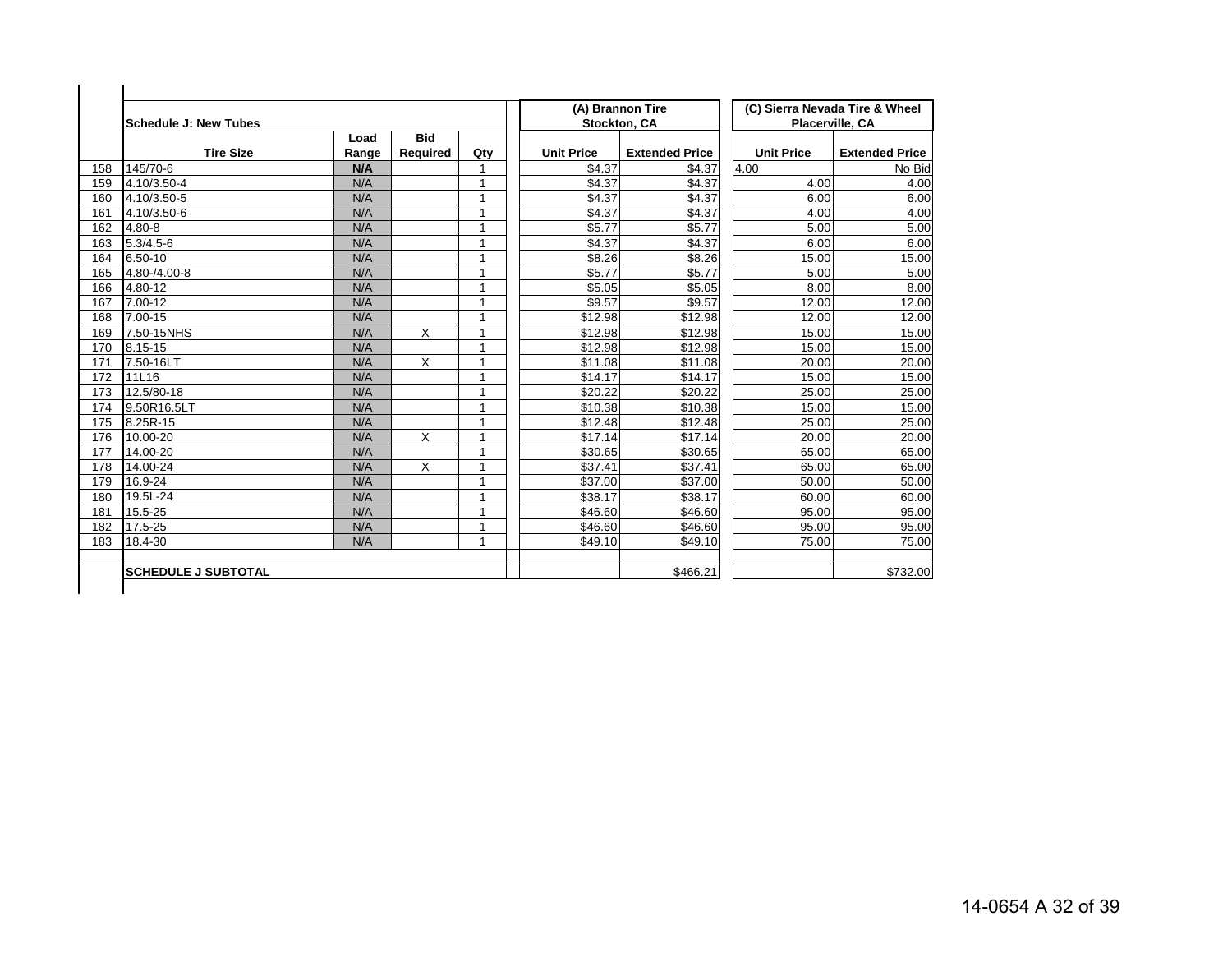| | Schedule J: New Tubes | | | | (A) Brannon Tire Stockton, CA | | (C) Sierra Nevada Tire & Wheel Placerville, CA | |
|---|---|---|---|---|---|---|---|---|
| | Tire Size | Load Range | Bid Required | Qty | Unit Price | Extended Price | Unit Price | Extended Price |
| 158 | 145/70-6 | N/A | | 1 | $4.37 | $4.37 | 4.00 | No Bid |
| 159 | 4.10/3.50-4 | N/A | | 1 | $4.37 | $4.37 | 4.00 | 4.00 |
| 160 | 4.10/3.50-5 | N/A | | 1 | $4.37 | $4.37 | 6.00 | 6.00 |
| 161 | 4.10/3.50-6 | N/A | | 1 | $4.37 | $4.37 | 4.00 | 4.00 |
| 162 | 4.80-8 | N/A | | 1 | $5.77 | $5.77 | 5.00 | 5.00 |
| 163 | 5.3/4.5-6 | N/A | | 1 | $4.37 | $4.37 | 6.00 | 6.00 |
| 164 | 6.50-10 | N/A | | 1 | $8.26 | $8.26 | 15.00 | 15.00 |
| 165 | 4.80-/4.00-8 | N/A | | 1 | $5.77 | $5.77 | 5.00 | 5.00 |
| 166 | 4.80-12 | N/A | | 1 | $5.05 | $5.05 | 8.00 | 8.00 |
| 167 | 7.00-12 | N/A | | 1 | $9.57 | $9.57 | 12.00 | 12.00 |
| 168 | 7.00-15 | N/A | | 1 | $12.98 | $12.98 | 12.00 | 12.00 |
| 169 | 7.50-15NHS | N/A | X | 1 | $12.98 | $12.98 | 15.00 | 15.00 |
| 170 | 8.15-15 | N/A | | 1 | $12.98 | $12.98 | 15.00 | 15.00 |
| 171 | 7.50-16LT | N/A | X | 1 | $11.08 | $11.08 | 20.00 | 20.00 |
| 172 | 11L16 | N/A | | 1 | $14.17 | $14.17 | 15.00 | 15.00 |
| 173 | 12.5/80-18 | N/A | | 1 | $20.22 | $20.22 | 25.00 | 25.00 |
| 174 | 9.50R16.5LT | N/A | | 1 | $10.38 | $10.38 | 15.00 | 15.00 |
| 175 | 8.25R-15 | N/A | | 1 | $12.48 | $12.48 | 25.00 | 25.00 |
| 176 | 10.00-20 | N/A | X | 1 | $17.14 | $17.14 | 20.00 | 20.00 |
| 177 | 14.00-20 | N/A | | 1 | $30.65 | $30.65 | 65.00 | 65.00 |
| 178 | 14.00-24 | N/A | X | 1 | $37.41 | $37.41 | 65.00 | 65.00 |
| 179 | 16.9-24 | N/A | | 1 | $37.00 | $37.00 | 50.00 | 50.00 |
| 180 | 19.5L-24 | N/A | | 1 | $38.17 | $38.17 | 60.00 | 60.00 |
| 181 | 15.5-25 | N/A | | 1 | $46.60 | $46.60 | 95.00 | 95.00 |
| 182 | 17.5-25 | N/A | | 1 | $46.60 | $46.60 | 95.00 | 95.00 |
| 183 | 18.4-30 | N/A | | 1 | $49.10 | $49.10 | 75.00 | 75.00 |
| | | | | | | | | |
| | **SCHEDULE J SUBTOTAL** | | | | | $466.21 | | $732.00 |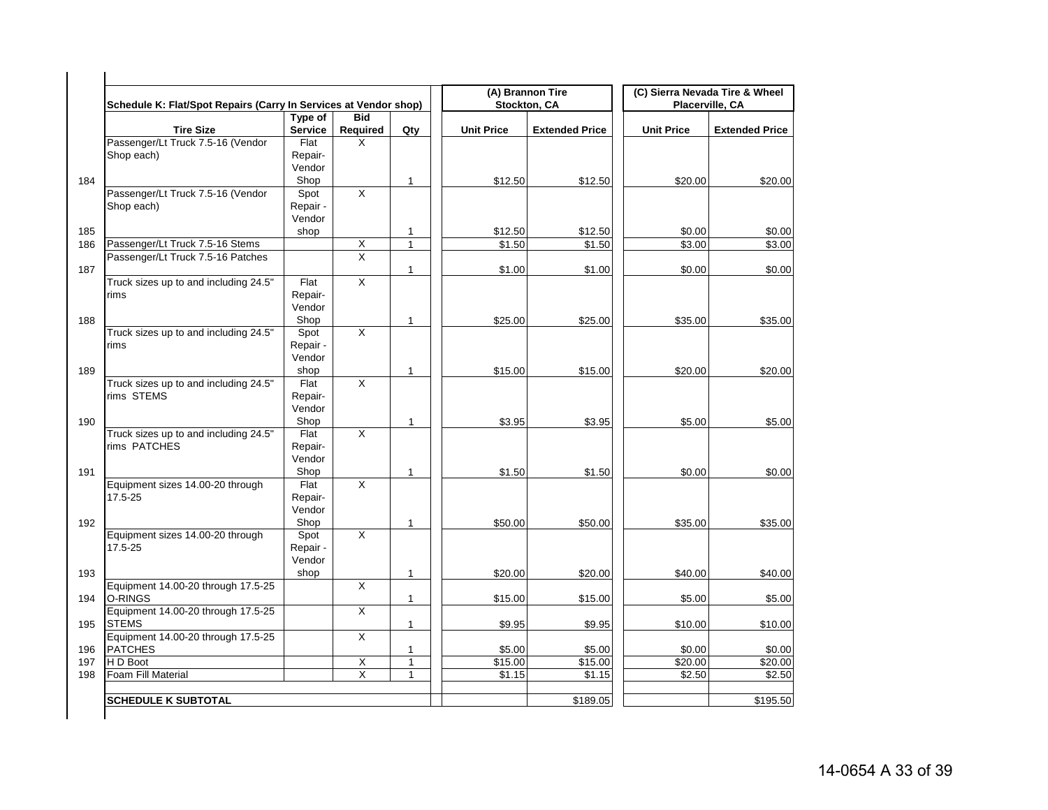| | Schedule K: Flat/Spot Repairs (Carry In Services at Vendor shop) | | | | (A) Brannon Tire Stockton, CA | | (C) Sierra Nevada Tire & Wheel Placerville, CA | |
|---|---|---|---|---|---|---|---|---|
| | Tire Size | Type of Service | Bid Required | Qty | Unit Price | Extended Price | Unit Price | Extended Price |
| 184 | Passenger/Lt Truck 7.5-16 (Vendor Shop each) | Flat Repair-Vendor Shop | X | 1 | $12.50 | $12.50 | $20.00 | $20.00 |
| 185 | Passenger/Lt Truck 7.5-16 (Vendor Shop each) | Spot Repair - Vendor shop | X | 1 | $12.50 | $12.50 | $0.00 | $0.00 |
| 186 | Passenger/Lt Truck 7.5-16 Stems | | X | 1 | $1.50 | $1.50 | $3.00 | $3.00 |
| 187 | Passenger/Lt Truck 7.5-16 Patches | | X | 1 | $1.00 | $1.00 | $0.00 | $0.00 |
| 188 | Truck sizes up to and including 24.5" rims | Flat Repair-Vendor Shop | X | 1 | $25.00 | $25.00 | $35.00 | $35.00 |
| 189 | Truck sizes up to and including 24.5" rims | Spot Repair - Vendor shop | X | 1 | $15.00 | $15.00 | $20.00 | $20.00 |
| 190 | Truck sizes up to and including 24.5" rims STEMS | Flat Repair-Vendor Shop | X | 1 | $3.95 | $3.95 | $5.00 | $5.00 |
| 191 | Truck sizes up to and including 24.5" rims PATCHES | Flat Repair-Vendor Shop | X | 1 | $1.50 | $1.50 | $0.00 | $0.00 |
| 192 | Equipment sizes 14.00-20 through 17.5-25 | Flat Repair-Vendor Shop | X | 1 | $50.00 | $50.00 | $35.00 | $35.00 |
| 193 | Equipment sizes 14.00-20 through 17.5-25 | Spot Repair - Vendor shop | X | 1 | $20.00 | $20.00 | $40.00 | $40.00 |
| 194 | Equipment 14.00-20 through 17.5-25 O-RINGS | | X | 1 | $15.00 | $15.00 | $5.00 | $5.00 |
| 195 | Equipment 14.00-20 through 17.5-25 STEMS | | X | 1 | $9.95 | $9.95 | $10.00 | $10.00 |
| 196 | Equipment 14.00-20 through 17.5-25 PATCHES | | X | 1 | $5.00 | $5.00 | $0.00 | $0.00 |
| 197 | H D Boot | | X | 1 | $15.00 | $15.00 | $20.00 | $20.00 |
| 198 | Foam Fill Material | | X | 1 | $1.15 | $1.15 | $2.50 | $2.50 |
| | **SCHEDULE K SUBTOTAL** | | | | | $189.05 | | $195.50 |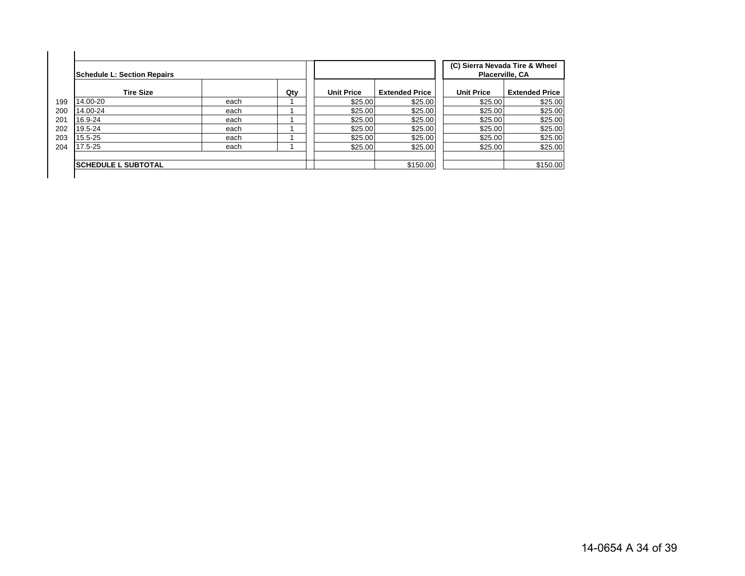| | Schedule L: Section Repairs | | | | | (C) Sierra Nevada Tire & Wheel Placerville, CA | |
|---|---|---|---|---|---|---|---|
| | **Tire Size** | | **Qty** | **Unit Price** | **Extended Price** | **Unit Price** | **Extended Price** |
| 199 | 14.00-20 | each | 1 | $25.00 | $25.00 | $25.00 | $25.00 |
| 200 | 14.00-24 | each | 1 | $25.00 | $25.00 | $25.00 | $25.00 |
| 201 | 16.9-24 | each | 1 | $25.00 | $25.00 | $25.00 | $25.00 |
| 202 | 19.5-24 | each | 1 | $25.00 | $25.00 | $25.00 | $25.00 |
| 203 | 15.5-25 | each | 1 | $25.00 | $25.00 | $25.00 | $25.00 |
| 204 | 17.5-25 | each | 1 | $25.00 | $25.00 | $25.00 | $25.00 |
| | | | | | | | |
| | **SCHEDULE L SUBTOTAL** | | | | $150.00 | | $150.00 |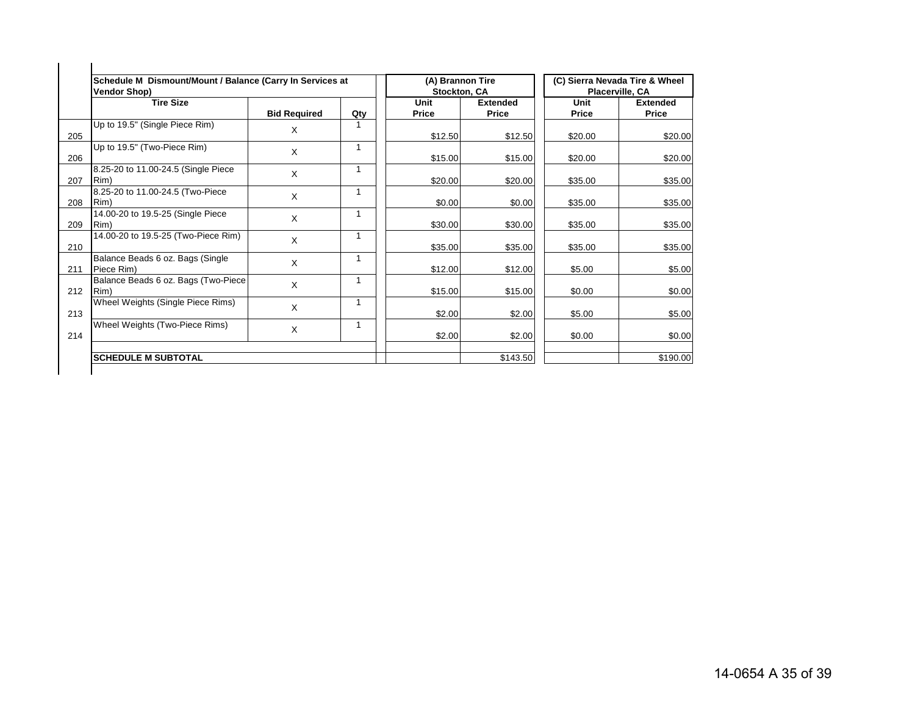| | Schedule M Dismount/Mount / Balance (Carry In Services at Vendor Shop) | | | (A) Brannon Tire Stockton, CA | | (C) Sierra Nevada Tire & Wheel Placerville, CA | |
|---|---|---|---|---|---|---|---|
| | **Tire Size** | **Bid Required** | **Qty** | **Unit Price** | **Extended Price** | **Unit Price** | **Extended Price** |
| 205 | Up to 19.5" (Single Piece Rim) | X | 1 | $12.50 | $12.50 | $20.00 | $20.00 |
| 206 | Up to 19.5" (Two-Piece Rim) | X | 1 | $15.00 | $15.00 | $20.00 | $20.00 |
| 207 | 8.25-20 to 11.00-24.5 (Single Piece Rim) | X | 1 | $20.00 | $20.00 | $35.00 | $35.00 |
| 208 | 8.25-20 to 11.00-24.5 (Two-Piece Rim) | X | 1 | $0.00 | $0.00 | $35.00 | $35.00 |
| 209 | 14.00-20 to 19.5-25 (Single Piece Rim) | X | 1 | $30.00 | $30.00 | $35.00 | $35.00 |
| 210 | 14.00-20 to 19.5-25 (Two-Piece Rim) | X | 1 | $35.00 | $35.00 | $35.00 | $35.00 |
| 211 | Balance Beads 6 oz. Bags (Single Piece Rim) | X | 1 | $12.00 | $12.00 | $5.00 | $5.00 |
| 212 | Balance Beads 6 oz. Bags (Two-Piece Rim) | X | 1 | $15.00 | $15.00 | $0.00 | $0.00 |
| 213 | Wheel Weights (Single Piece Rims) | X | 1 | $2.00 | $2.00 | $5.00 | $5.00 |
| 214 | Wheel Weights (Two-Piece Rims) | X | 1 | $2.00 | $2.00 | $0.00 | $0.00 |
| | **SCHEDULE M SUBTOTAL** | | | | $143.50 | | $190.00 |

14-0654 A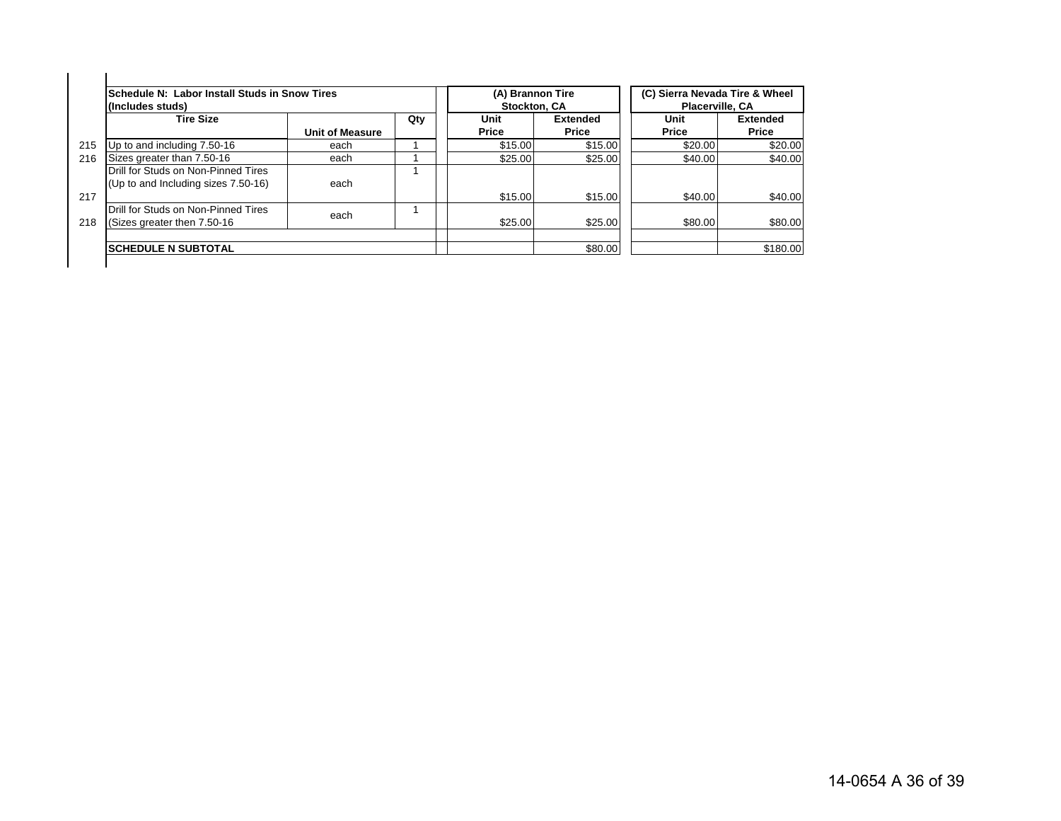| | Schedule N: Labor Install Studs in Snow Tires (Includes studs) | | | (A) Brannon Tire Stockton, CA | | (C) Sierra Nevada Tire & Wheel Placerville, CA | |
|---|---|---|---|---|---|---|---|
| | Tire Size | Unit of Measure | Qty | Unit Price | Extended Price | Unit Price | Extended Price |
| 215 | Up to and including 7.50-16 | each | 1 | $15.00 | $15.00 | $20.00 | $20.00 |
| 216 | Sizes greater than 7.50-16 | each | 1 | $25.00 | $25.00 | $40.00 | $40.00 |
| 217 | Drill for Studs on Non-Pinned Tires (Up to and Including sizes 7.50-16) | each | 1 | $15.00 | $15.00 | $40.00 | $40.00 |
| 218 | Drill for Studs on Non-Pinned Tires (Sizes greater then 7.50-16 | each | 1 | $25.00 | $25.00 | $80.00 | $80.00 |
| | **SCHEDULE N SUBTOTAL** | | | | $80.00 | | $180.00 |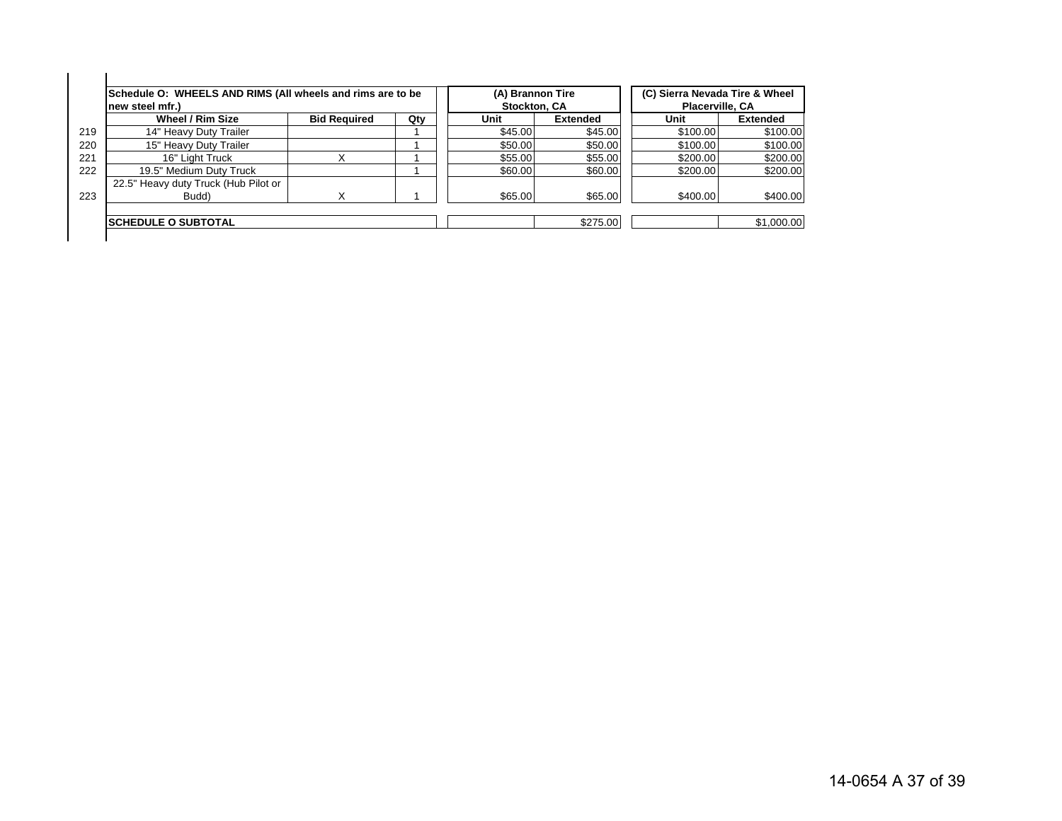| | Schedule O: WHEELS AND RIMS (All wheels and rims are to be new steel mfr.) | | | (A) Brannon Tire Stockton, CA | | (C) Sierra Nevada Tire & Wheel Placerville, CA | |
|---|---|---|---|---|---|---|---|
| | **Wheel / Rim Size** | **Bid Required** | **Qty** | **Unit** | **Extended** | **Unit** | **Extended** |
| 219 | 14" Heavy Duty Trailer | | 1 | $45.00 | $45.00 | $100.00 | $100.00 |
| 220 | 15" Heavy Duty Trailer | | 1 | $50.00 | $50.00 | $100.00 | $100.00 |
| 221 | 16" Light Truck | X | 1 | $55.00 | $55.00 | $200.00 | $200.00 |
| 222 | 19.5" Medium Duty Truck | | 1 | $60.00 | $60.00 | $200.00 | $200.00 |
| 223 | 22.5" Heavy duty Truck (Hub Pilot or Budd) | X | 1 | $65.00 | $65.00 | $400.00 | $400.00 |
| | **SCHEDULE O SUBTOTAL** | | | | $275.00 | | $1,000.00 |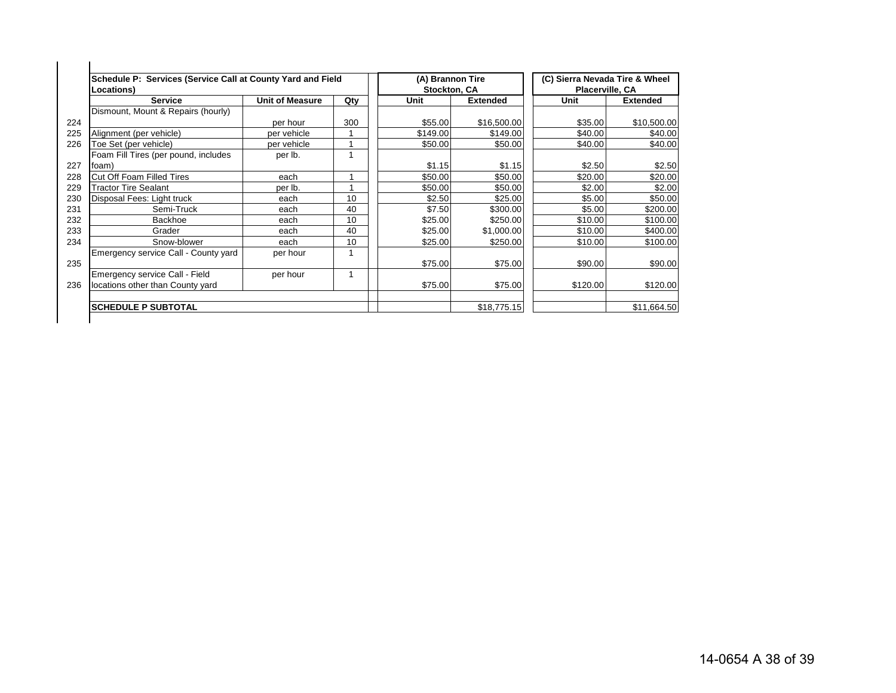| | Schedule P: Services (Service Call at County Yard and Field Locations) | | | (A) Brannon Tire Stockton, CA | | (C) Sierra Nevada Tire & Wheel Placerville, CA | |
|---|---|---|---|---|---|---|---|
| | **Service** | **Unit of Measure** | **Qty** | **Unit** | **Extended** | **Unit** | **Extended** |
| 224 | Dismount, Mount & Repairs (hourly) | per hour | 300 | $55.00 | $16,500.00 | $35.00 | $10,500.00 |
| 225 | Alignment (per vehicle) | per vehicle | 1 | $149.00 | $149.00 | $40.00 | $40.00 |
| 226 | Toe Set (per vehicle) | per vehicle | 1 | $50.00 | $50.00 | $40.00 | $40.00 |
| 227 | Foam Fill Tires (per pound, includes foam) | per lb. | 1 | $1.15 | $1.15 | $2.50 | $2.50 |
| 228 | Cut Off Foam Filled Tires | each | 1 | $50.00 | $50.00 | $20.00 | $20.00 |
| 229 | Tractor Tire Sealant | per lb. | 1 | $50.00 | $50.00 | $2.00 | $2.00 |
| 230 | Disposal Fees: Light truck | each | 10 | $2.50 | $25.00 | $5.00 | $50.00 |
| 231 | Semi-Truck | each | 40 | $7.50 | $300.00 | $5.00 | $200.00 |
| 232 | Backhoe | each | 10 | $25.00 | $250.00 | $10.00 | $100.00 |
| 233 | Grader | each | 40 | $25.00 | $1,000.00 | $10.00 | $400.00 |
| 234 | Snow-blower | each | 10 | $25.00 | $250.00 | $10.00 | $100.00 |
| 235 | Emergency service Call - County yard | per hour | 1 | $75.00 | $75.00 | $90.00 | $90.00 |
| 236 | Emergency service Call - Field locations other than County yard | per hour | 1 | $75.00 | $75.00 | $120.00 | $120.00 |
| | **SCHEDULE P SUBTOTAL** | | | | $18,775.15 | | $11,664.50 |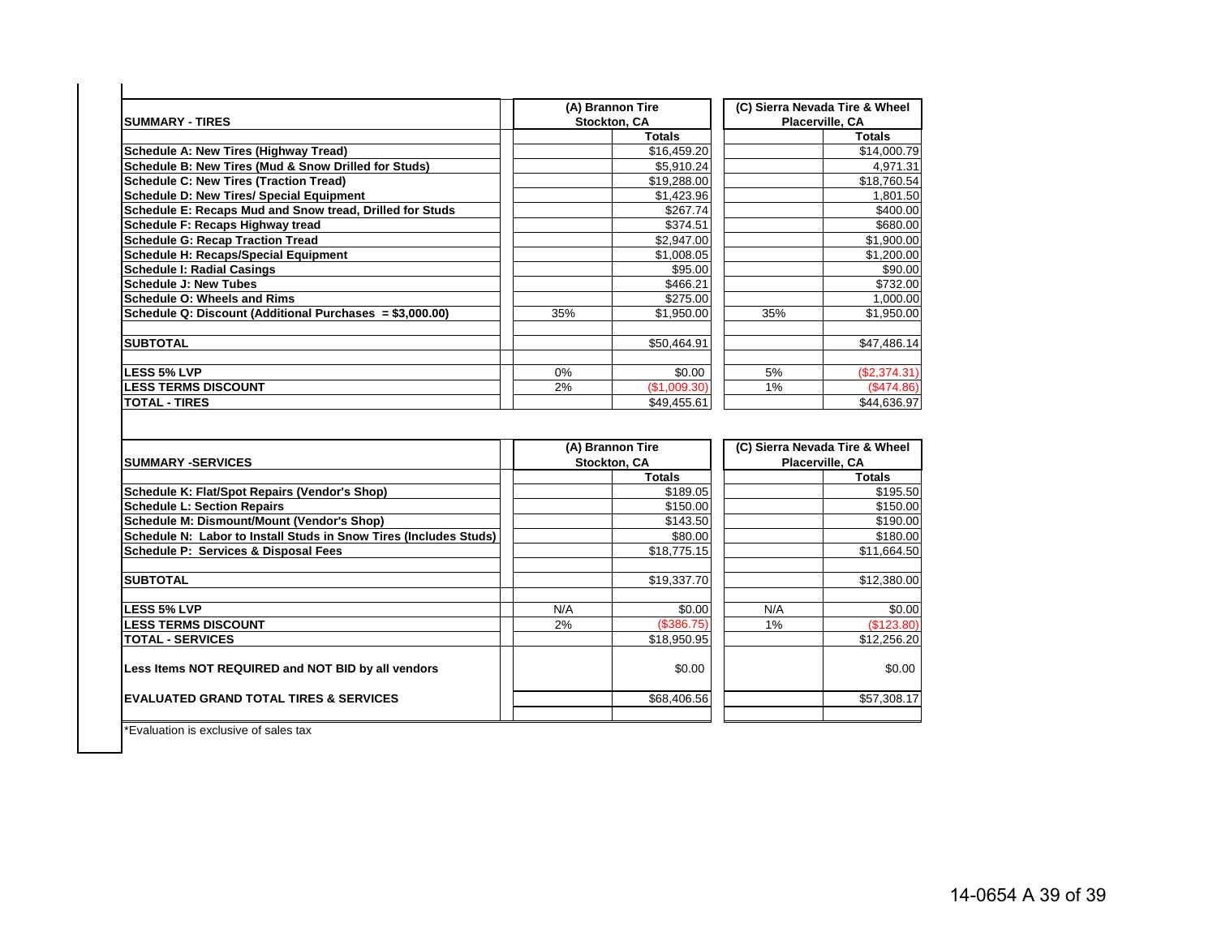| SUMMARY - TIRES | (A) Brannon Tire Stockton, CA | | (C) Sierra Nevada Tire & Wheel Placerville, CA | |
|---|---|---|---|---|
| | | Totals | | Totals |
| Schedule A: New Tires (Highway Tread) | | $16,459.20 | | $14,000.79 |
| Schedule B: New Tires (Mud & Snow Drilled for Studs) | | $5,910.24 | | 4,971.31 |
| Schedule C: New Tires (Traction Tread) | | $19,288.00 | | $18,760.54 |
| Schedule D: New Tires/ Special Equipment | | $1,423.96 | | 1,801.50 |
| Schedule E: Recaps Mud and Snow tread, Drilled for Studs | | $267.74 | | $400.00 |
| Schedule F: Recaps Highway tread | | $374.51 | | $680.00 |
| Schedule G: Recap Traction Tread | | $2,947.00 | | $1,900.00 |
| Schedule H: Recaps/Special Equipment | | $1,008.05 | | $1,200.00 |
| Schedule I: Radial Casings | | $95.00 | | $90.00 |
| Schedule J: New Tubes | | $466.21 | | $732.00 |
| Schedule O: Wheels and Rims | | $275.00 | | 1,000.00 |
| Schedule Q: Discount (Additional Purchases = $3,000.00) | 35% | $1,950.00 | 35% | $1,950.00 |
| | | | | |
| SUBTOTAL | | $50,464.91 | | $47,486.14 |
| | | | | |
| LESS 5% LVP | 0% | $0.00 | 5% | ($2,374.31) |
| LESS TERMS DISCOUNT | 2% | ($1,009.30) | 1% | ($474.86) |
| TOTAL - TIRES | | $49,455.61 | | $44,636.97 |

| SUMMARY -SERVICES | (A) Brannon Tire Stockton, CA | | (C) Sierra Nevada Tire & Wheel Placerville, CA | |
|---|---|---|---|---|
| | | Totals | | Totals |
| Schedule K: Flat/Spot Repairs (Vendor's Shop) | | $189.05 | | $195.50 |
| Schedule L: Section Repairs | | $150.00 | | $150.00 |
| Schedule M: Dismount/Mount (Vendor's Shop) | | $143.50 | | $190.00 |
| Schedule N: Labor to Install Studs in Snow Tires (Includes Studs) | | $80.00 | | $180.00 |
| Schedule P: Services & Disposal Fees | | $18,775.15 | | $11,664.50 |
| | | | | |
| SUBTOTAL | | $19,337.70 | | $12,380.00 |
| | | | | |
| LESS 5% LVP | N/A | $0.00 | N/A | $0.00 |
| LESS TERMS DISCOUNT | 2% | ($386.75) | 1% | ($123.80) |
| TOTAL - SERVICES | | $18,950.95 | | $12,256.20 |
| Less Items NOT REQUIRED and NOT BID by all vendors | | $0.00 | | $0.00 |
| EVALUATED GRAND TOTAL TIRES & SERVICES | | $68,406.56 | | $57,308.17 |

*Evaluation is exclusive of sales tax

14-0654 A 39 of 39